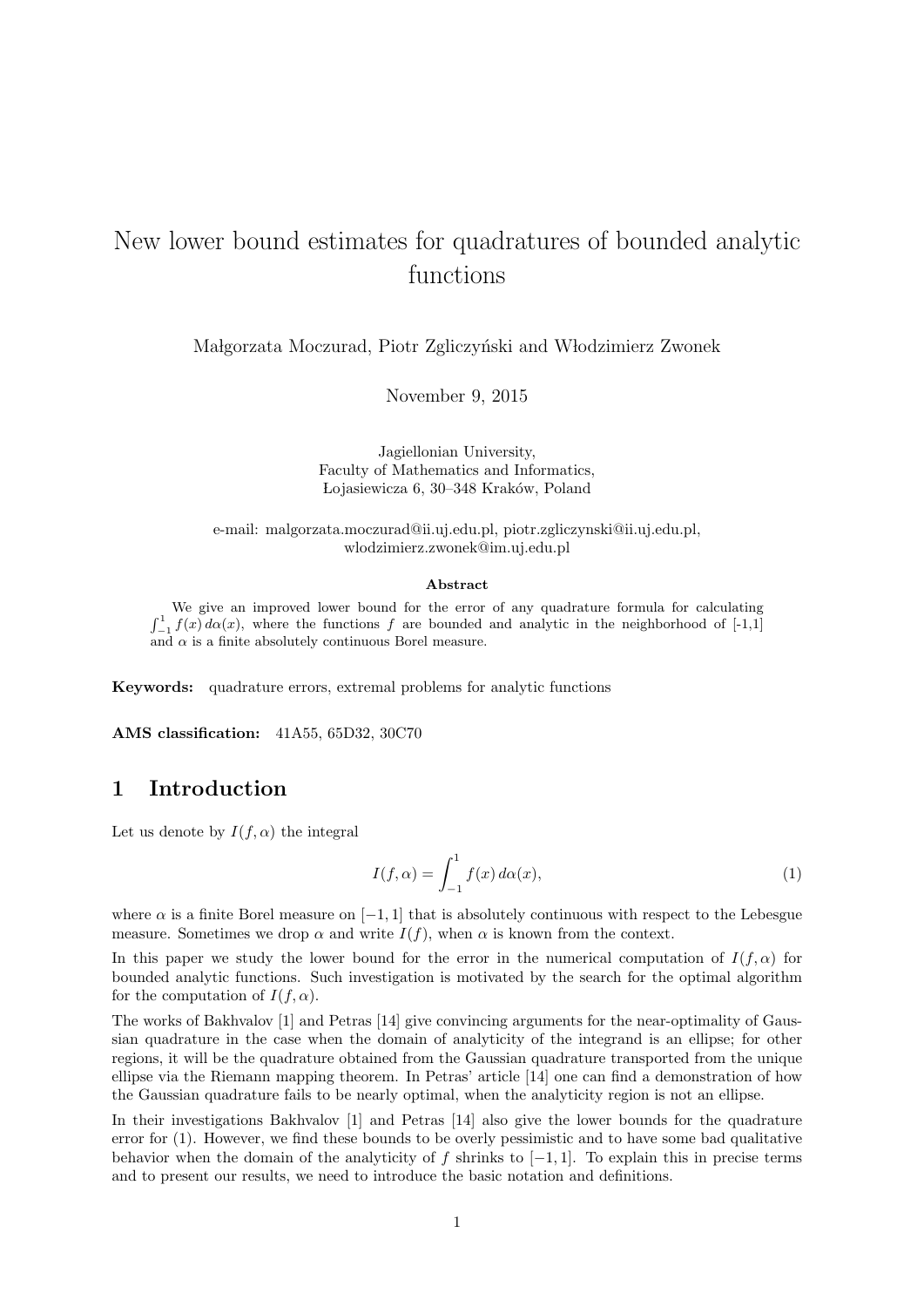# New lower bound estimates for quadratures of bounded analytic functions

Małgorzata Moczurad, Piotr Zgliczyński and Włodzimierz Zwonek

November 9, 2015

Jagiellonian University,
Faculty of Mathematics and Informatics,
Łojasiewicza 6, 30–348 Kraków, Poland

e-mail: malgorzata.moczurad@ii.uj.edu.pl, piotr.zgliczynski@ii.uj.edu.pl,
wlodzimierz.zwonek@im.uj.edu.pl

**Abstract**

We give an improved lower bound for the error of any quadrature formula for calculating $\int_{-1}^{1} f(x)\, d\alpha(x)$, where the functions $f$ are bounded and analytic in the neighborhood of [-1,1] and $\alpha$ is a finite absolutely continuous Borel measure.

**Keywords:** quadrature errors, extremal problems for analytic functions

**AMS classification:** 41A55, 65D32, 30C70

## 1 Introduction

Let us denote by $I(f, \alpha)$ the integral

$$I(f,\alpha) = \int_{-1}^{1} f(x)\, d\alpha(x), \tag{1}$$

where $\alpha$ is a finite Borel measure on $[-1, 1]$ that is absolutely continuous with respect to the Lebesgue measure. Sometimes we drop $\alpha$ and write $I(f)$, when $\alpha$ is known from the context.

In this paper we study the lower bound for the error in the numerical computation of $I(f, \alpha)$ for bounded analytic functions. Such investigation is motivated by the search for the optimal algorithm for the computation of $I(f, \alpha)$.

The works of Bakhvalov [1] and Petras [14] give convincing arguments for the near-optimality of Gaussian quadrature in the case when the domain of analyticity of the integrand is an ellipse; for other regions, it will be the quadrature obtained from the Gaussian quadrature transported from the unique ellipse via the Riemann mapping theorem. In Petras' article [14] one can find a demonstration of how the Gaussian quadrature fails to be nearly optimal, when the analyticity region is not an ellipse.

In their investigations Bakhvalov [1] and Petras [14] also give the lower bounds for the quadrature error for (1). However, we find these bounds to be overly pessimistic and to have some bad qualitative behavior when the domain of the analyticity of $f$ shrinks to $[-1, 1]$. To explain this in precise terms and to present our results, we need to introduce the basic notation and definitions.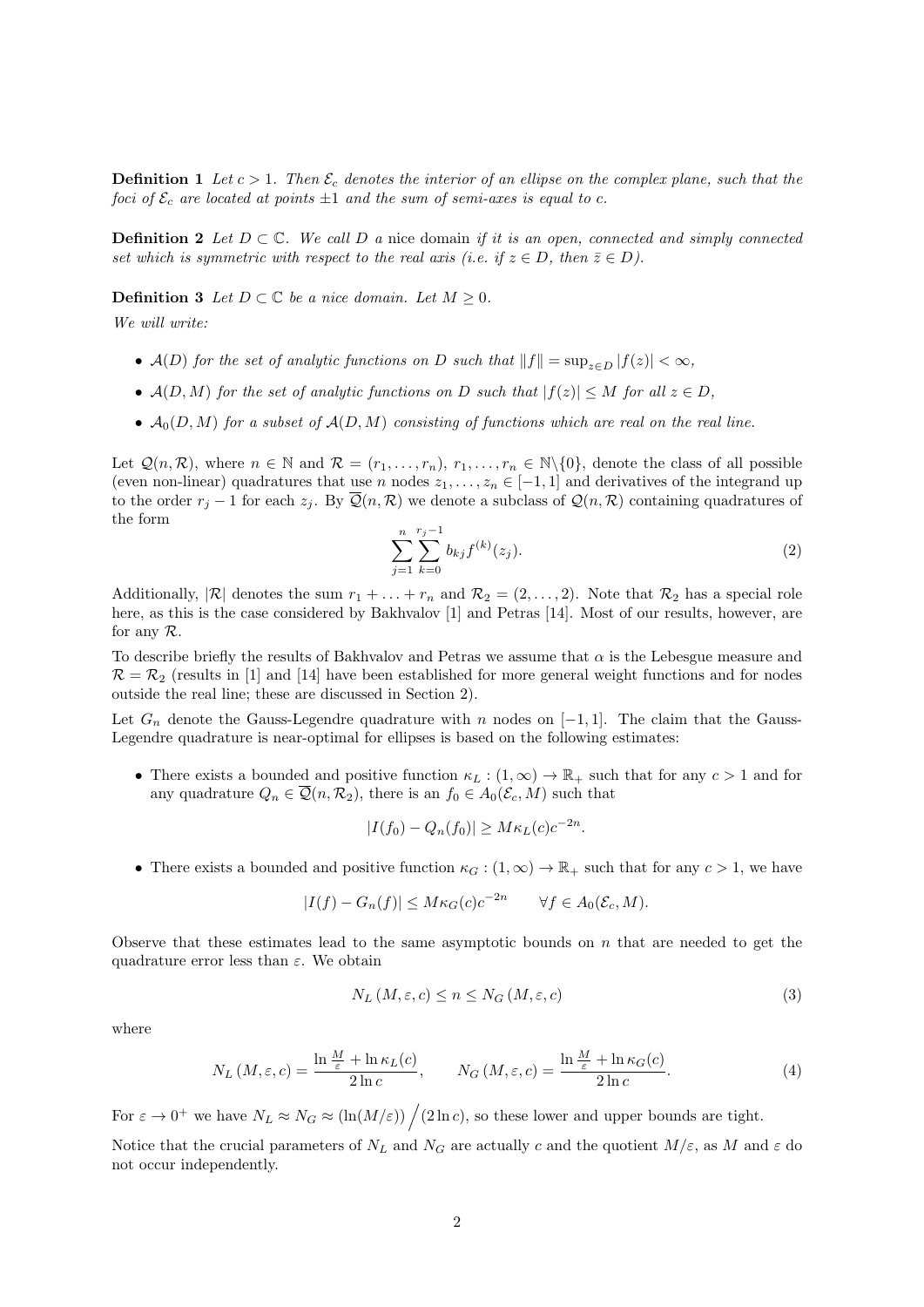**Definition 1** *Let $c > 1$. Then $\mathcal{E}_c$ denotes the interior of an ellipse on the complex plane, such that the foci of $\mathcal{E}_c$ are located at points $\pm 1$ and the sum of semi-axes is equal to $c$.*

**Definition 2** *Let $D \subset \mathbb{C}$. We call $D$ a* nice domain *if it is an open, connected and simply connected set which is symmetric with respect to the real axis (i.e. if $z \in D$, then $\bar{z} \in D$).*

**Definition 3** *Let $D \subset \mathbb{C}$ be a nice domain. Let $M \geq 0$.*

*We will write:*

- *$\mathcal{A}(D)$ for the set of analytic functions on $D$ such that $\|f\| = \sup_{z \in D} |f(z)| < \infty$,*
- *$\mathcal{A}(D, M)$ for the set of analytic functions on $D$ such that $|f(z)| \leq M$ for all $z \in D$,*
- *$\mathcal{A}_0(D, M)$ for a subset of $\mathcal{A}(D, M)$ consisting of functions which are real on the real line.*

Let $\mathcal{Q}(n, \mathcal{R})$, where $n \in \mathbb{N}$ and $\mathcal{R} = (r_1, \ldots, r_n)$, $r_1, \ldots, r_n \in \mathbb{N}\backslash\{0\}$, denote the class of all possible (even non-linear) quadratures that use $n$ nodes $z_1, \ldots, z_n \in [-1, 1]$ and derivatives of the integrand up to the order $r_j - 1$ for each $z_j$. By $\overline{\mathcal{Q}}(n, \mathcal{R})$ we denote a subclass of $\mathcal{Q}(n, \mathcal{R})$ containing quadratures of the form

$$\sum_{j=1}^{n} \sum_{k=0}^{r_j - 1} b_{kj} f^{(k)}(z_j). \tag{2}$$

Additionally, $|\mathcal{R}|$ denotes the sum $r_1 + \ldots + r_n$ and $\mathcal{R}_2 = (2, \ldots, 2)$. Note that $\mathcal{R}_2$ has a special role here, as this is the case considered by Bakhvalov [1] and Petras [14]. Most of our results, however, are for any $\mathcal{R}$.

To describe briefly the results of Bakhvalov and Petras we assume that $\alpha$ is the Lebesgue measure and $\mathcal{R} = \mathcal{R}_2$ (results in [1] and [14] have been established for more general weight functions and for nodes outside the real line; these are discussed in Section 2).

Let $G_n$ denote the Gauss-Legendre quadrature with $n$ nodes on $[-1, 1]$. The claim that the Gauss-Legendre quadrature is near-optimal for ellipses is based on the following estimates:

- There exists a bounded and positive function $\kappa_L : (1, \infty) \to \mathbb{R}_+$ such that for any $c > 1$ and for any quadrature $Q_n \in \overline{\mathcal{Q}}(n, \mathcal{R}_2)$, there is an $f_0 \in A_0(\mathcal{E}_c, M)$ such that

$$|I(f_0) - Q_n(f_0)| \geq M \kappa_L(c) c^{-2n}.$$

- There exists a bounded and positive function $\kappa_G : (1, \infty) \to \mathbb{R}_+$ such that for any $c > 1$, we have

$$|I(f) - G_n(f)| \leq M \kappa_G(c) c^{-2n} \qquad \forall f \in A_0(\mathcal{E}_c, M).$$

Observe that these estimates lead to the same asymptotic bounds on $n$ that are needed to get the quadrature error less than $\varepsilon$. We obtain

$$N_L(M, \varepsilon, c) \leq n \leq N_G(M, \varepsilon, c) \tag{3}$$

where

$$N_L(M, \varepsilon, c) = \frac{\ln \frac{M}{\varepsilon} + \ln \kappa_L(c)}{2 \ln c}, \qquad N_G(M, \varepsilon, c) = \frac{\ln \frac{M}{\varepsilon} + \ln \kappa_G(c)}{2 \ln c}. \tag{4}$$

For $\varepsilon \to 0^+$ we have $N_L \approx N_G \approx (\ln(M/\varepsilon)) \big/ (2 \ln c)$, so these lower and upper bounds are tight.

Notice that the crucial parameters of $N_L$ and $N_G$ are actually $c$ and the quotient $M/\varepsilon$, as $M$ and $\varepsilon$ do not occur independently.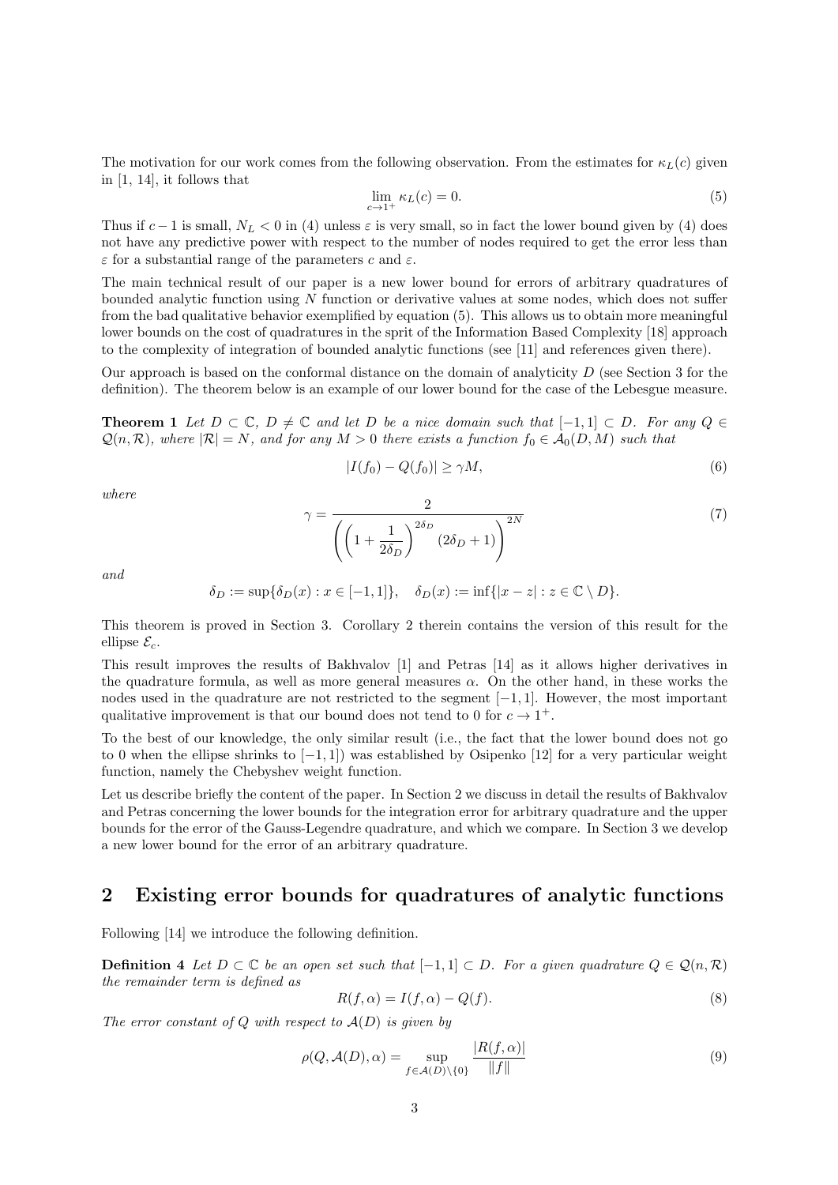The motivation for our work comes from the following observation. From the estimates for $\kappa_L(c)$ given in [1, 14], it follows that

$$\lim_{c \to 1^+} \kappa_L(c) = 0. \tag{5}$$

Thus if $c-1$ is small, $N_L < 0$ in (4) unless $\varepsilon$ is very small, so in fact the lower bound given by (4) does not have any predictive power with respect to the number of nodes required to get the error less than $\varepsilon$ for a substantial range of the parameters $c$ and $\varepsilon$.

The main technical result of our paper is a new lower bound for errors of arbitrary quadratures of bounded analytic function using $N$ function or derivative values at some nodes, which does not suffer from the bad qualitative behavior exemplified by equation (5). This allows us to obtain more meaningful lower bounds on the cost of quadratures in the sprit of the Information Based Complexity [18] approach to the complexity of integration of bounded analytic functions (see [11] and references given there).

Our approach is based on the conformal distance on the domain of analyticity $D$ (see Section 3 for the definition). The theorem below is an example of our lower bound for the case of the Lebesgue measure.

**Theorem 1** *Let $D \subset \mathbb{C}$, $D \neq \mathbb{C}$ and let $D$ be a nice domain such that $[-1,1] \subset D$. For any $Q \in \mathcal{Q}(n, \mathcal{R})$, where $|\mathcal{R}| = N$, and for any $M > 0$ there exists a function $f_0 \in \mathcal{A}_0(D, M)$ such that*

$$|I(f_0) - Q(f_0)| \geq \gamma M, \tag{6}$$

*where*

$$\gamma = \frac{2}{\left( \left(1 + \frac{1}{2\delta_D}\right)^{2\delta_D} (2\delta_D + 1) \right)^{2N}} \tag{7}$$

*and*

$$\delta_D := \sup\{\delta_D(x) : x \in [-1,1]\}, \quad \delta_D(x) := \inf\{|x - z| : z \in \mathbb{C} \setminus D\}.$$

This theorem is proved in Section 3. Corollary 2 therein contains the version of this result for the ellipse $\mathcal{E}_c$.

This result improves the results of Bakhvalov [1] and Petras [14] as it allows higher derivatives in the quadrature formula, as well as more general measures $\alpha$. On the other hand, in these works the nodes used in the quadrature are not restricted to the segment $[-1,1]$. However, the most important qualitative improvement is that our bound does not tend to 0 for $c \to 1^+$.

To the best of our knowledge, the only similar result (i.e., the fact that the lower bound does not go to 0 when the ellipse shrinks to $[-1,1]$) was established by Osipenko [12] for a very particular weight function, namely the Chebyshev weight function.

Let us describe briefly the content of the paper. In Section 2 we discuss in detail the results of Bakhvalov and Petras concerning the lower bounds for the integration error for arbitrary quadrature and the upper bounds for the error of the Gauss-Legendre quadrature, and which we compare. In Section 3 we develop a new lower bound for the error of an arbitrary quadrature.

## 2 Existing error bounds for quadratures of analytic functions

Following [14] we introduce the following definition.

**Definition 4** *Let $D \subset \mathbb{C}$ be an open set such that $[-1,1] \subset D$. For a given quadrature $Q \in \mathcal{Q}(n, \mathcal{R})$ the remainder term is defined as*

$$R(f, \alpha) = I(f, \alpha) - Q(f). \tag{8}$$

*The error constant of $Q$ with respect to $\mathcal{A}(D)$ is given by*

$$\rho(Q, \mathcal{A}(D), \alpha) = \sup_{f \in \mathcal{A}(D) \setminus \{0\}} \frac{|R(f, \alpha)|}{\|f\|} \tag{9}$$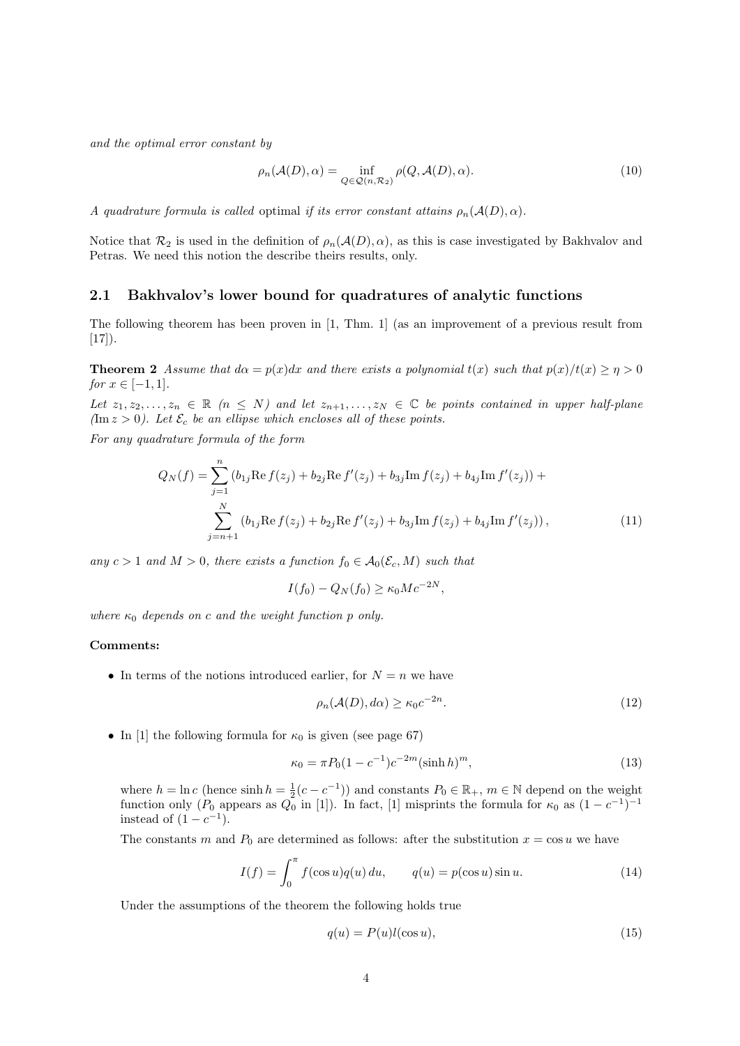*and the optimal error constant by*

$$\rho_n(\mathcal{A}(D), \alpha) = \inf_{Q \in \mathcal{Q}(n, \mathcal{R}_2)} \rho(Q, \mathcal{A}(D), \alpha). \tag{10}$$

*A quadrature formula is called* optimal *if its error constant attains* $\rho_n(\mathcal{A}(D), \alpha)$.

Notice that $\mathcal{R}_2$ is used in the definition of $\rho_n(\mathcal{A}(D), \alpha)$, as this is case investigated by Bakhvalov and Petras. We need this notion the describe theirs results, only.

## 2.1 Bakhvalov's lower bound for quadratures of analytic functions

The following theorem has been proven in [1, Thm. 1] (as an improvement of a previous result from [17]).

**Theorem 2** *Assume that* $d\alpha = p(x)dx$ *and there exists a polynomial* $t(x)$ *such that* $p(x)/t(x) \geq \eta > 0$ *for* $x \in [-1, 1]$.

*Let* $z_1, z_2, \ldots, z_n \in \mathbb{R}$ *(*$n \leq N$*) and let* $z_{n+1}, \ldots, z_N \in \mathbb{C}$ *be points contained in upper half-plane (*$\operatorname{Im} z > 0$*). Let* $\mathcal{E}_c$ *be an ellipse which encloses all of these points.*

*For any quadrature formula of the form*

$$\begin{aligned} Q_N(f) = &\sum_{j=1}^{n} \left( b_{1j} \operatorname{Re} f(z_j) + b_{2j} \operatorname{Re} f'(z_j) + b_{3j} \operatorname{Im} f(z_j) + b_{4j} \operatorname{Im} f'(z_j) \right) + \\ &\sum_{j=n+1}^{N} \left( b_{1j} \operatorname{Re} f(z_j) + b_{2j} \operatorname{Re} f'(z_j) + b_{3j} \operatorname{Im} f(z_j) + b_{4j} \operatorname{Im} f'(z_j) \right), \end{aligned} \tag{11}$$

*any* $c > 1$ *and* $M > 0$*, there exists a function* $f_0 \in \mathcal{A}_0(\mathcal{E}_c, M)$ *such that*

$$I(f_0) - Q_N(f_0) \geq \kappa_0 M c^{-2N},$$

*where* $\kappa_0$ *depends on* $c$ *and the weight function* $p$ *only.*

**Comments:**

- In terms of the notions introduced earlier, for $N = n$ we have

$$\rho_n(\mathcal{A}(D), d\alpha) \geq \kappa_0 c^{-2n}. \tag{12}$$

- In [1] the following formula for $\kappa_0$ is given (see page 67)

$$\kappa_0 = \pi P_0 (1 - c^{-1}) c^{-2m} (\sinh h)^m, \tag{13}$$

  where $h = \ln c$ (hence $\sinh h = \frac{1}{2}(c - c^{-1})$) and constants $P_0 \in \mathbb{R}_+$, $m \in \mathbb{N}$ depend on the weight function only ($P_0$ appears as $Q_0$ in [1]). In fact, [1] misprints the formula for $\kappa_0$ as $(1 - c^{-1})^{-1}$ instead of $(1 - c^{-1})$.

  The constants $m$ and $P_0$ are determined as follows: after the substitution $x = \cos u$ we have

$$I(f) = \int_0^{\pi} f(\cos u) q(u)\, du, \qquad q(u) = p(\cos u) \sin u. \tag{14}$$

  Under the assumptions of the theorem the following holds true

$$q(u) = P(u) l(\cos u), \tag{15}$$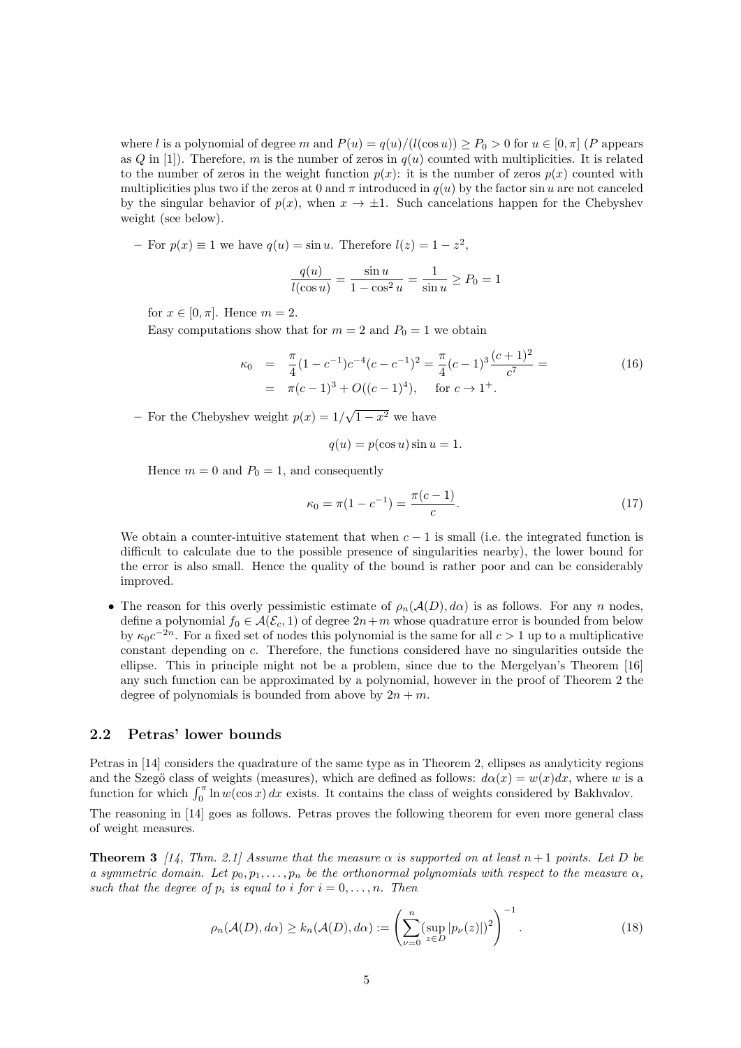where $l$ is a polynomial of degree $m$ and $P(u) = q(u)/(l(\cos u)) \geq P_0 > 0$ for $u \in [0, \pi]$ ($P$ appears as $Q$ in [1]). Therefore, $m$ is the number of zeros in $q(u)$ counted with multiplicities. It is related to the number of zeros in the weight function $p(x)$: it is the number of zeros $p(x)$ counted with multiplicities plus two if the zeros at 0 and $\pi$ introduced in $q(u)$ by the factor $\sin u$ are not canceled by the singular behavior of $p(x)$, when $x \to \pm 1$. Such cancelations happen for the Chebyshev weight (see below).

– For $p(x) \equiv 1$ we have $q(u) = \sin u$. Therefore $l(z) = 1 - z^2$,

$$\frac{q(u)}{l(\cos u)} = \frac{\sin u}{1 - \cos^2 u} = \frac{1}{\sin u} \geq P_0 = 1$$

for $x \in [0, \pi]$. Hence $m = 2$.

Easy computations show that for $m = 2$ and $P_0 = 1$ we obtain

$$\begin{aligned} \kappa_0 &= \frac{\pi}{4}(1 - c^{-1})c^{-4}(c - c^{-1})^2 = \frac{\pi}{4}(c-1)^3\frac{(c+1)^2}{c^7} = \\ &= \pi(c-1)^3 + O((c-1)^4), \quad \text{for } c \to 1^+. \end{aligned} \tag{16}$$

– For the Chebyshev weight $p(x) = 1/\sqrt{1-x^2}$ we have

$$q(u) = p(\cos u)\sin u = 1.$$

Hence $m = 0$ and $P_0 = 1$, and consequently

$$\kappa_0 = \pi(1 - c^{-1}) = \frac{\pi(c-1)}{c}. \tag{17}$$

We obtain a counter-intuitive statement that when $c - 1$ is small (i.e. the integrated function is difficult to calculate due to the possible presence of singularities nearby), the lower bound for the error is also small. Hence the quality of the bound is rather poor and can be considerably improved.

- The reason for this overly pessimistic estimate of $\rho_n(\mathcal{A}(D), d\alpha)$ is as follows. For any $n$ nodes, define a polynomial $f_0 \in \mathcal{A}(\mathcal{E}_c, 1)$ of degree $2n+m$ whose quadrature error is bounded from below by $\kappa_0 c^{-2n}$. For a fixed set of nodes this polynomial is the same for all $c > 1$ up to a multiplicative constant depending on $c$. Therefore, the functions considered have no singularities outside the ellipse. This in principle might not be a problem, since due to the Mergelyan's Theorem [16] any such function can be approximated by a polynomial, however in the proof of Theorem 2 the degree of polynomials is bounded from above by $2n + m$.

## 2.2 Petras' lower bounds

Petras in [14] considers the quadrature of the same type as in Theorem 2, ellipses as analyticity regions and the Szegő class of weights (measures), which are defined as follows: $d\alpha(x) = w(x)dx$, where $w$ is a function for which $\int_0^\pi \ln w(\cos x)\,dx$ exists. It contains the class of weights considered by Bakhvalov.

The reasoning in [14] goes as follows. Petras proves the following theorem for even more general class of weight measures.

**Theorem 3** *[14, Thm. 2.1] Assume that the measure $\alpha$ is supported on at least $n+1$ points. Let $D$ be a symmetric domain. Let $p_0, p_1, \ldots, p_n$ be the orthonormal polynomials with respect to the measure $\alpha$, such that the degree of $p_i$ is equal to $i$ for $i = 0, \ldots, n$. Then*

$$\rho_n(\mathcal{A}(D), d\alpha) \geq k_n(\mathcal{A}(D), d\alpha) := \left(\sum_{\nu=0}^{n}(\sup_{z \in D}|p_\nu(z)|)^2\right)^{-1}. \tag{18}$$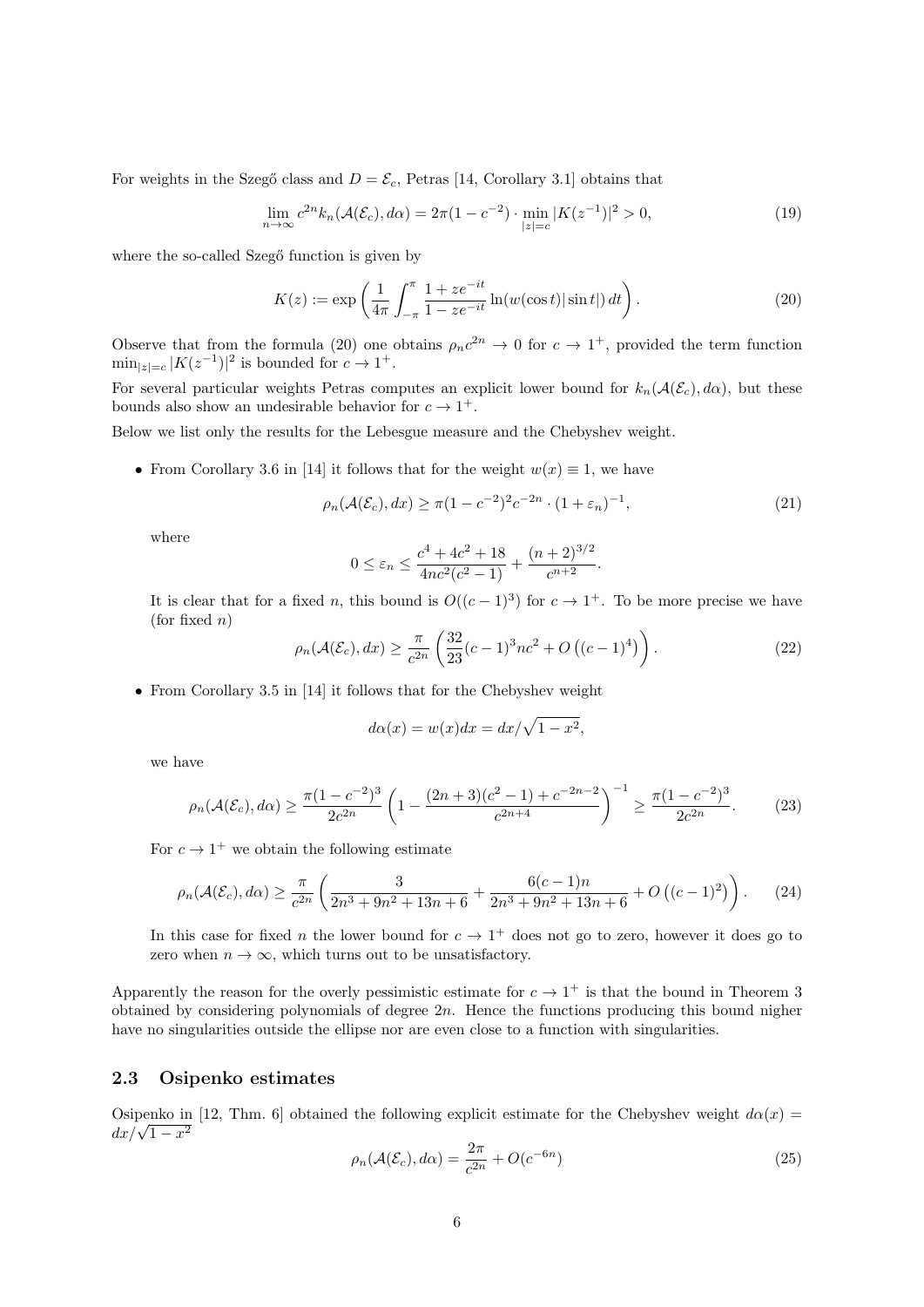For weights in the Szegő class and $D = \mathcal{E}_c$, Petras [14, Corollary 3.1] obtains that

$$\lim_{n\to\infty} c^{2n} k_n(\mathcal{A}(\mathcal{E}_c), d\alpha) = 2\pi(1 - c^{-2}) \cdot \min_{|z|=c} |K(z^{-1})|^2 > 0, \tag{19}$$

where the so-called Szegő function is given by

$$K(z) := \exp\left(\frac{1}{4\pi}\int_{-\pi}^{\pi} \frac{1 + ze^{-it}}{1 - ze^{-it}} \ln(w(\cos t)|\sin t|)\, dt\right). \tag{20}$$

Observe that from the formula (20) one obtains $\rho_n c^{2n} \to 0$ for $c \to 1^+$, provided the term function $\min_{|z|=c} |K(z^{-1})|^2$ is bounded for $c \to 1^+$.

For several particular weights Petras computes an explicit lower bound for $k_n(\mathcal{A}(\mathcal{E}_c), d\alpha)$, but these bounds also show an undesirable behavior for $c \to 1^+$.

Below we list only the results for the Lebesgue measure and the Chebyshev weight.

- From Corollary 3.6 in [14] it follows that for the weight $w(x) \equiv 1$, we have

  $$\rho_n(\mathcal{A}(\mathcal{E}_c), dx) \geq \pi(1 - c^{-2})^2 c^{-2n} \cdot (1 + \varepsilon_n)^{-1}, \tag{21}$$

  where

  $$0 \leq \varepsilon_n \leq \frac{c^4 + 4c^2 + 18}{4nc^2(c^2 - 1)} + \frac{(n+2)^{3/2}}{c^{n+2}}.$$

  It is clear that for a fixed $n$, this bound is $O((c-1)^3)$ for $c \to 1^+$. To be more precise we have (for fixed $n$)

  $$\rho_n(\mathcal{A}(\mathcal{E}_c), dx) \geq \frac{\pi}{c^{2n}}\left(\frac{32}{23}(c-1)^3 nc^2 + O\left((c-1)^4\right)\right). \tag{22}$$

- From Corollary 3.5 in [14] it follows that for the Chebyshev weight

  $$d\alpha(x) = w(x)dx = dx/\sqrt{1 - x^2},$$

  we have

  $$\rho_n(\mathcal{A}(\mathcal{E}_c), d\alpha) \geq \frac{\pi(1 - c^{-2})^3}{2c^{2n}}\left(1 - \frac{(2n+3)(c^2 - 1) + c^{-2n-2}}{c^{2n+4}}\right)^{-1} \geq \frac{\pi(1 - c^{-2})^3}{2c^{2n}}. \tag{23}$$

  For $c \to 1^+$ we obtain the following estimate

  $$\rho_n(\mathcal{A}(\mathcal{E}_c), d\alpha) \geq \frac{\pi}{c^{2n}}\left(\frac{3}{2n^3 + 9n^2 + 13n + 6} + \frac{6(c-1)n}{2n^3 + 9n^2 + 13n + 6} + O\left((c-1)^2\right)\right). \tag{24}$$

  In this case for fixed $n$ the lower bound for $c \to 1^+$ does not go to zero, however it does go to zero when $n \to \infty$, which turns out to be unsatisfactory.

Apparently the reason for the overly pessimistic estimate for $c \to 1^+$ is that the bound in Theorem 3 obtained by considering polynomials of degree $2n$. Hence the functions producing this bound nigher have no singularities outside the ellipse nor are even close to a function with singularities.

### 2.3 Osipenko estimates

Osipenko in [12, Thm. 6] obtained the following explicit estimate for the Chebyshev weight $d\alpha(x) = dx/\sqrt{1 - x^2}$

$$\rho_n(\mathcal{A}(\mathcal{E}_c), d\alpha) = \frac{2\pi}{c^{2n}} + O(c^{-6n}) \tag{25}$$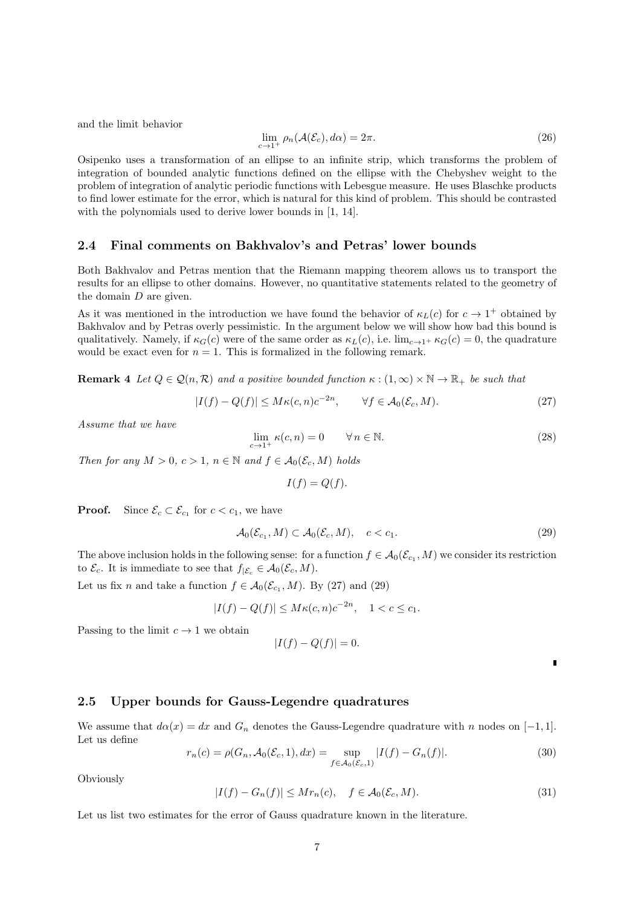and the limit behavior

$$\lim_{c\to 1^+} \rho_n(\mathcal{A}(\mathcal{E}_c), d\alpha) = 2\pi. \tag{26}$$

Osipenko uses a transformation of an ellipse to an infinite strip, which transforms the problem of integration of bounded analytic functions defined on the ellipse with the Chebyshev weight to the problem of integration of analytic periodic functions with Lebesgue measure. He uses Blaschke products to find lower estimate for the error, which is natural for this kind of problem. This should be contrasted with the polynomials used to derive lower bounds in [1, 14].

### 2.4 Final comments on Bakhvalov's and Petras' lower bounds

Both Bakhvalov and Petras mention that the Riemann mapping theorem allows us to transport the results for an ellipse to other domains. However, no quantitative statements related to the geometry of the domain $D$ are given.

As it was mentioned in the introduction we have found the behavior of $\kappa_L(c)$ for $c \to 1^+$ obtained by Bakhvalov and by Petras overly pessimistic. In the argument below we will show how bad this bound is qualitatively. Namely, if $\kappa_G(c)$ were of the same order as $\kappa_L(c)$, i.e. $\lim_{c\to 1^+} \kappa_G(c) = 0$, the quadrature would be exact even for $n = 1$. This is formalized in the following remark.

**Remark 4** *Let $Q \in \mathcal{Q}(n, \mathcal{R})$ and a positive bounded function $\kappa : (1, \infty) \times \mathbb{N} \to \mathbb{R}_+$ be such that*

$$|I(f) - Q(f)| \leq M\kappa(c, n)c^{-2n}, \qquad \forall f \in \mathcal{A}_0(\mathcal{E}_c, M). \tag{27}$$

*Assume that we have*

$$\lim_{c\to 1^+} \kappa(c, n) = 0 \qquad \forall\, n \in \mathbb{N}. \tag{28}$$

*Then for any $M > 0$, $c > 1$, $n \in \mathbb{N}$ and $f \in \mathcal{A}_0(\mathcal{E}_c, M)$ holds*

$$I(f) = Q(f).$$

**Proof.** Since $\mathcal{E}_c \subset \mathcal{E}_{c_1}$ for $c < c_1$, we have

$$\mathcal{A}_0(\mathcal{E}_{c_1}, M) \subset \mathcal{A}_0(\mathcal{E}_c, M), \quad c < c_1. \tag{29}$$

The above inclusion holds in the following sense: for a function $f \in \mathcal{A}_0(\mathcal{E}_{c_1}, M)$ we consider its restriction to $\mathcal{E}_c$. It is immediate to see that $f_{|\mathcal{E}_c} \in \mathcal{A}_0(\mathcal{E}_c, M)$.

Let us fix $n$ and take a function $f \in \mathcal{A}_0(\mathcal{E}_{c_1}, M)$. By (27) and (29)

$$|I(f) - Q(f)| \leq M\kappa(c, n)c^{-2n}, \quad 1 < c \leq c_1.$$

Passing to the limit $c \to 1$ we obtain

$$|I(f) - Q(f)| = 0.$$

∎

### 2.5 Upper bounds for Gauss-Legendre quadratures

We assume that $d\alpha(x) = dx$ and $G_n$ denotes the Gauss-Legendre quadrature with $n$ nodes on $[-1, 1]$. Let us define

$$r_n(c) = \rho(G_n, \mathcal{A}_0(\mathcal{E}_c, 1), dx) = \sup_{f\in\mathcal{A}_0(\mathcal{E}_c,1)} |I(f) - G_n(f)|. \tag{30}$$

Obviously

$$|I(f) - G_n(f)| \leq Mr_n(c), \quad f \in \mathcal{A}_0(\mathcal{E}_c, M). \tag{31}$$

Let us list two estimates for the error of Gauss quadrature known in the literature.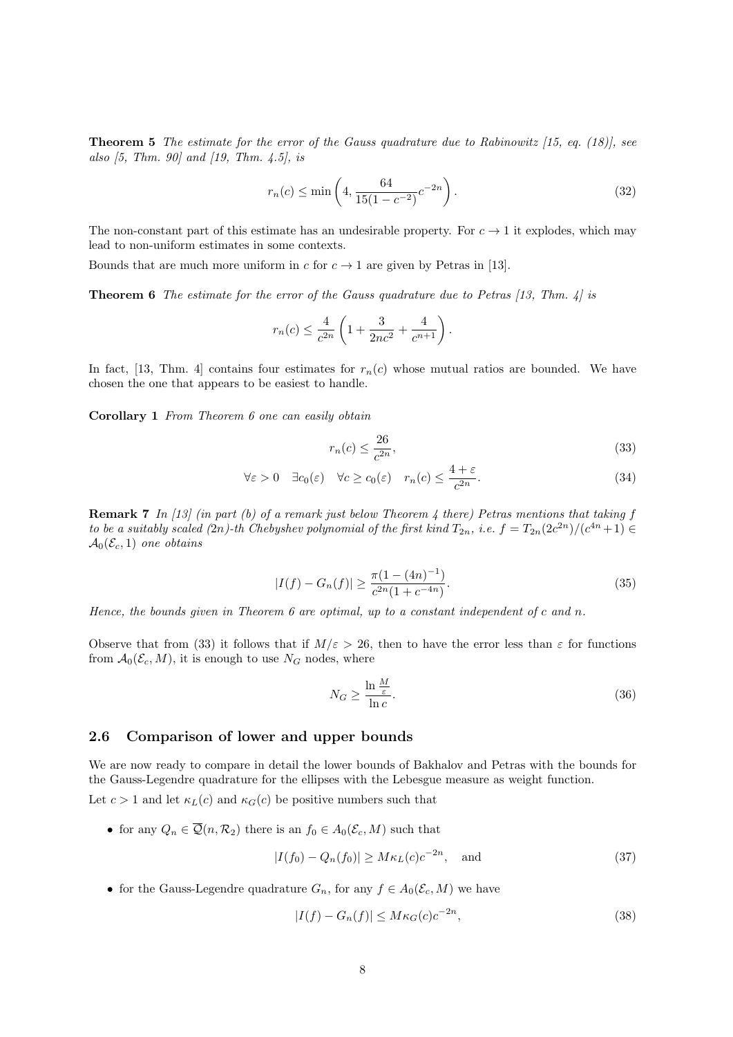**Theorem 5** *The estimate for the error of the Gauss quadrature due to Rabinowitz [15, eq. (18)], see also [5, Thm. 90] and [19, Thm. 4.5], is*

$$r_n(c) \leq \min\left(4, \frac{64}{15(1-c^{-2})}c^{-2n}\right). \tag{32}$$

The non-constant part of this estimate has an undesirable property. For $c \to 1$ it explodes, which may lead to non-uniform estimates in some contexts.

Bounds that are much more uniform in $c$ for $c \to 1$ are given by Petras in [13].

**Theorem 6** *The estimate for the error of the Gauss quadrature due to Petras [13, Thm. 4] is*

$$r_n(c) \leq \frac{4}{c^{2n}}\left(1 + \frac{3}{2nc^2} + \frac{4}{c^{n+1}}\right).$$

In fact, [13, Thm. 4] contains four estimates for $r_n(c)$ whose mutual ratios are bounded. We have chosen the one that appears to be easiest to handle.

**Corollary 1** *From Theorem 6 one can easily obtain*

$$r_n(c) \leq \frac{26}{c^{2n}}, \tag{33}$$

$$\forall \varepsilon > 0 \quad \exists c_0(\varepsilon) \quad \forall c \geq c_0(\varepsilon) \quad r_n(c) \leq \frac{4+\varepsilon}{c^{2n}}. \tag{34}$$

**Remark 7** *In [13] (in part (b) of a remark just below Theorem 4 there) Petras mentions that taking $f$ to be a suitably scaled (2n)-th Chebyshev polynomial of the first kind $T_{2n}$, i.e. $f = T_{2n}(2c^{2n})/(c^{4n}+1) \in \mathcal{A}_0(\mathcal{E}_c, 1)$ one obtains*

$$|I(f) - G_n(f)| \geq \frac{\pi(1-(4n)^{-1})}{c^{2n}(1+c^{-4n})}. \tag{35}$$

*Hence, the bounds given in Theorem 6 are optimal, up to a constant independent of $c$ and $n$.*

Observe that from (33) it follows that if $M/\varepsilon > 26$, then to have the error less than $\varepsilon$ for functions from $\mathcal{A}_0(\mathcal{E}_c, M)$, it is enough to use $N_G$ nodes, where

$$N_G \geq \frac{\ln \frac{M}{\varepsilon}}{\ln c}. \tag{36}$$

## 2.6 Comparison of lower and upper bounds

We are now ready to compare in detail the lower bounds of Bakhalov and Petras with the bounds for the Gauss-Legendre quadrature for the ellipses with the Lebesgue measure as weight function.

Let $c > 1$ and let $\kappa_L(c)$ and $\kappa_G(c)$ be positive numbers such that

- for any $Q_n \in \overline{\mathcal{Q}}(n, \mathcal{R}_2)$ there is an $f_0 \in A_0(\mathcal{E}_c, M)$ such that

$$|I(f_0) - Q_n(f_0)| \geq M\kappa_L(c)c^{-2n}, \quad \text{and} \tag{37}$$

- for the Gauss-Legendre quadrature $G_n$, for any $f \in A_0(\mathcal{E}_c, M)$ we have

$$|I(f) - G_n(f)| \leq M\kappa_G(c)c^{-2n}, \tag{38}$$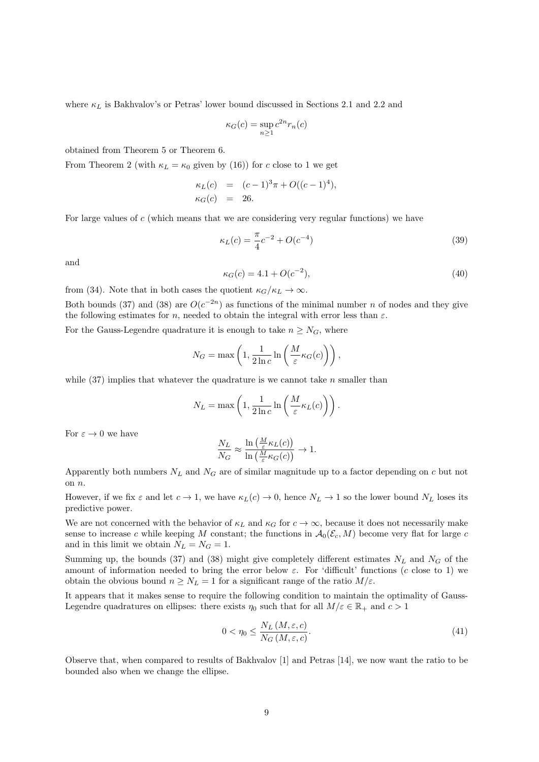where $\kappa_L$ is Bakhvalov's or Petras' lower bound discussed in Sections 2.1 and 2.2 and

$$\kappa_G(c) = \sup_{n \geq 1} c^{2n} r_n(c)$$

obtained from Theorem 5 or Theorem 6.

From Theorem 2 (with $\kappa_L = \kappa_0$ given by (16)) for $c$ close to 1 we get

$$\begin{aligned}
\kappa_L(c) &= (c-1)^3 \pi + O((c-1)^4), \\
\kappa_G(c) &= 26.
\end{aligned}$$

For large values of $c$ (which means that we are considering very regular functions) we have

$$\kappa_L(c) = \frac{\pi}{4} c^{-2} + O(c^{-4}) \tag{39}$$

and

$$\kappa_G(c) = 4.1 + O(c^{-2}), \tag{40}$$

from (34). Note that in both cases the quotient $\kappa_G/\kappa_L \to \infty$.

Both bounds (37) and (38) are $O(c^{-2n})$ as functions of the minimal number $n$ of nodes and they give the following estimates for $n$, needed to obtain the integral with error less than $\varepsilon$.

For the Gauss-Legendre quadrature it is enough to take $n \geq N_G$, where

$$N_G = \max\left(1, \frac{1}{2\ln c} \ln\left(\frac{M}{\varepsilon} \kappa_G(c)\right)\right),$$

while (37) implies that whatever the quadrature is we cannot take $n$ smaller than

$$N_L = \max\left(1, \frac{1}{2\ln c} \ln\left(\frac{M}{\varepsilon} \kappa_L(c)\right)\right).$$

For $\varepsilon \to 0$ we have

$$\frac{N_L}{N_G} \approx \frac{\ln\left(\frac{M}{\varepsilon}\kappa_L(c)\right)}{\ln\left(\frac{M}{\varepsilon}\kappa_G(c)\right)} \to 1.$$

Apparently both numbers $N_L$ and $N_G$ are of similar magnitude up to a factor depending on $c$ but not on $n$.

However, if we fix $\varepsilon$ and let $c \to 1$, we have $\kappa_L(c) \to 0$, hence $N_L \to 1$ so the lower bound $N_L$ loses its predictive power.

We are not concerned with the behavior of $\kappa_L$ and $\kappa_G$ for $c \to \infty$, because it does not necessarily make sense to increase $c$ while keeping $M$ constant; the functions in $\mathcal{A}_0(\mathcal{E}_c, M)$ become very flat for large $c$ and in this limit we obtain $N_L = N_G = 1$.

Summing up, the bounds (37) and (38) might give completely different estimates $N_L$ and $N_G$ of the amount of information needed to bring the error below $\varepsilon$. For 'difficult' functions ($c$ close to 1) we obtain the obvious bound $n \geq N_L = 1$ for a significant range of the ratio $M/\varepsilon$.

It appears that it makes sense to require the following condition to maintain the optimality of Gauss-Legendre quadratures on ellipses: there exists $\eta_0$ such that for all $M/\varepsilon \in \mathbb{R}_+$ and $c > 1$

$$0 < \eta_0 \leq \frac{N_L\left(M, \varepsilon, c\right)}{N_G\left(M, \varepsilon, c\right)}. \tag{41}$$

Observe that, when compared to results of Bakhvalov [1] and Petras [14], we now want the ratio to be bounded also when we change the ellipse.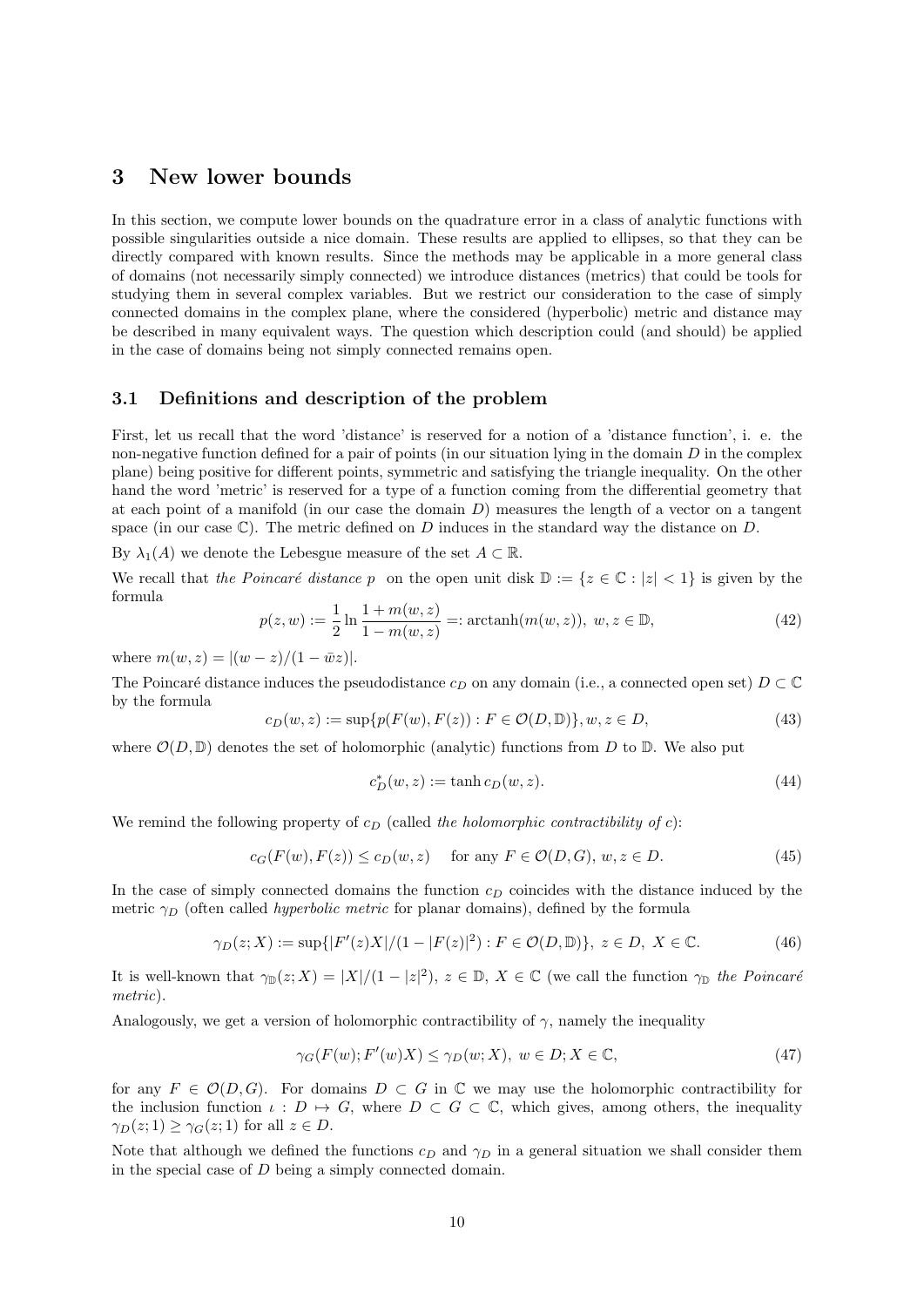# 3 New lower bounds

In this section, we compute lower bounds on the quadrature error in a class of analytic functions with possible singularities outside a nice domain. These results are applied to ellipses, so that they can be directly compared with known results. Since the methods may be applicable in a more general class of domains (not necessarily simply connected) we introduce distances (metrics) that could be tools for studying them in several complex variables. But we restrict our consideration to the case of simply connected domains in the complex plane, where the considered (hyperbolic) metric and distance may be described in many equivalent ways. The question which description could (and should) be applied in the case of domains being not simply connected remains open.

## 3.1 Definitions and description of the problem

First, let us recall that the word 'distance' is reserved for a notion of a 'distance function', i. e. the non-negative function defined for a pair of points (in our situation lying in the domain $D$ in the complex plane) being positive for different points, symmetric and satisfying the triangle inequality. On the other hand the word 'metric' is reserved for a type of a function coming from the differential geometry that at each point of a manifold (in our case the domain $D$) measures the length of a vector on a tangent space (in our case $\mathbb{C}$). The metric defined on $D$ induces in the standard way the distance on $D$.

By $\lambda_1(A)$ we denote the Lebesgue measure of the set $A \subset \mathbb{R}$.

We recall that *the Poincaré distance* $p$ on the open unit disk $\mathbb{D} := \{z \in \mathbb{C} : |z| < 1\}$ is given by the formula

$$p(z, w) := \frac{1}{2} \ln \frac{1 + m(w, z)}{1 - m(w, z)} =: \operatorname{arctanh}(m(w, z)),\ w, z \in \mathbb{D}, \tag{42}$$

where $m(w, z) = |(w - z)/(1 - \bar{w}z)|$.

The Poincaré distance induces the pseudodistance $c_D$ on any domain (i.e., a connected open set) $D \subset \mathbb{C}$ by the formula

$$c_D(w, z) := \sup\{p(F(w), F(z)) : F \in \mathcal{O}(D, \mathbb{D})\}, w, z \in D, \tag{43}$$

where $\mathcal{O}(D, \mathbb{D})$ denotes the set of holomorphic (analytic) functions from $D$ to $\mathbb{D}$. We also put

$$c_D^*(w, z) := \tanh c_D(w, z). \tag{44}$$

We remind the following property of $c_D$ (called *the holomorphic contractibility of* $c$):

$$c_G(F(w), F(z)) \le c_D(w, z) \quad \text{for any } F \in \mathcal{O}(D, G),\ w, z \in D. \tag{45}$$

In the case of simply connected domains the function $c_D$ coincides with the distance induced by the metric $\gamma_D$ (often called *hyperbolic metric* for planar domains), defined by the formula

$$\gamma_D(z; X) := \sup\{|F'(z)X|/(1 - |F(z)|^2) : F \in \mathcal{O}(D, \mathbb{D})\},\ z \in D,\ X \in \mathbb{C}. \tag{46}$$

It is well-known that $\gamma_{\mathbb{D}}(z; X) = |X|/(1 - |z|^2)$, $z \in \mathbb{D}$, $X \in \mathbb{C}$ (we call the function $\gamma_{\mathbb{D}}$ *the Poincaré metric*).

Analogously, we get a version of holomorphic contractibility of $\gamma$, namely the inequality

$$\gamma_G(F(w); F'(w)X) \le \gamma_D(w; X),\ w \in D; X \in \mathbb{C}, \tag{47}$$

for any $F \in \mathcal{O}(D, G)$. For domains $D \subset G$ in $\mathbb{C}$ we may use the holomorphic contractibility for the inclusion function $\iota : D \mapsto G$, where $D \subset G \subset \mathbb{C}$, which gives, among others, the inequality $\gamma_D(z; 1) \ge \gamma_G(z; 1)$ for all $z \in D$.

Note that although we defined the functions $c_D$ and $\gamma_D$ in a general situation we shall consider them in the special case of $D$ being a simply connected domain.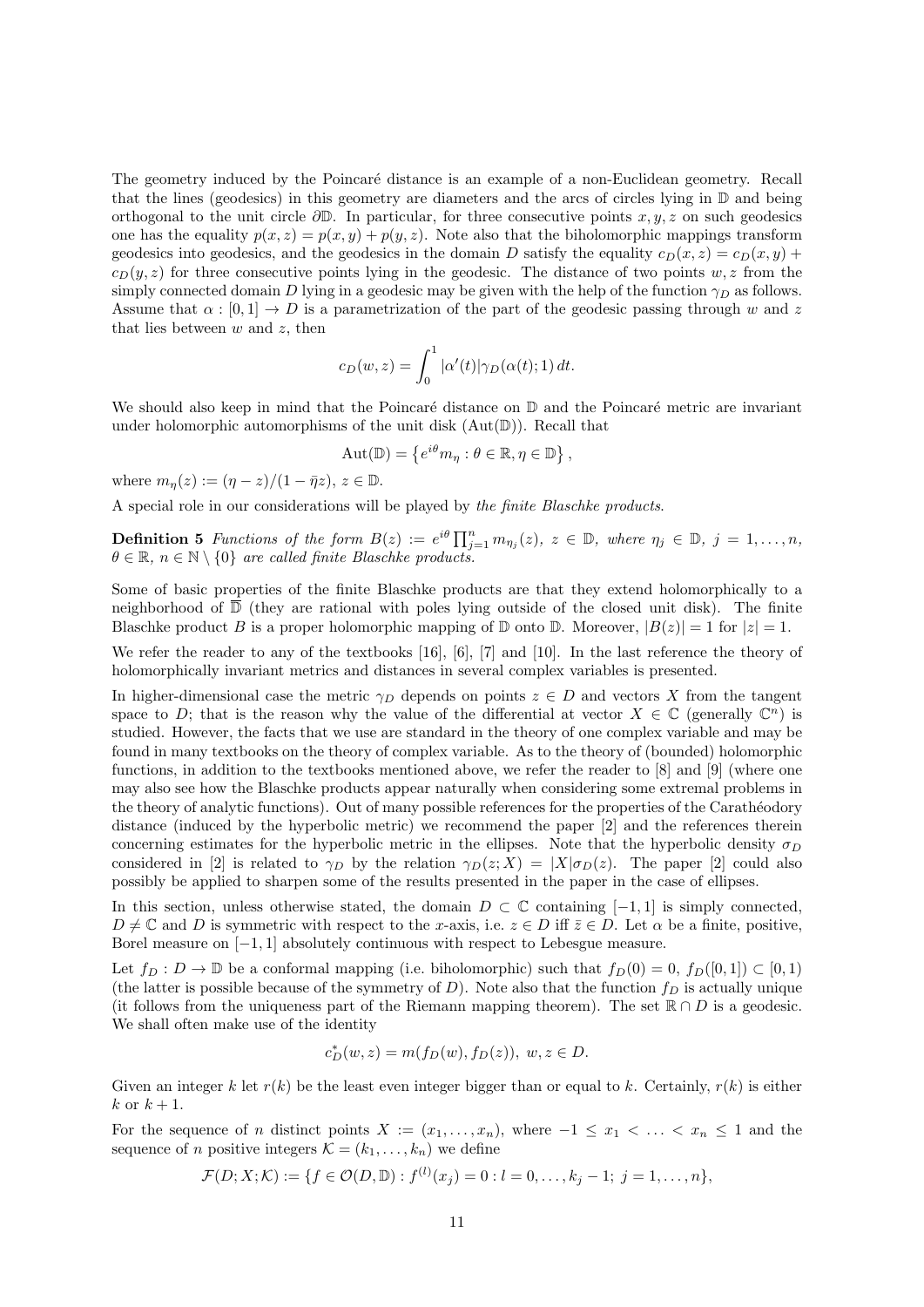The geometry induced by the Poincaré distance is an example of a non-Euclidean geometry. Recall that the lines (geodesics) in this geometry are diameters and the arcs of circles lying in $\mathbb{D}$ and being orthogonal to the unit circle $\partial\mathbb{D}$. In particular, for three consecutive points $x, y, z$ on such geodesics one has the equality $p(x,z) = p(x,y) + p(y,z)$. Note also that the biholomorphic mappings transform geodesics into geodesics, and the geodesics in the domain $D$ satisfy the equality $c_D(x,z) = c_D(x,y) + c_D(y,z)$ for three consecutive points lying in the geodesic. The distance of two points $w, z$ from the simply connected domain $D$ lying in a geodesic may be given with the help of the function $\gamma_D$ as follows. Assume that $\alpha : [0,1] \to D$ is a parametrization of the part of the geodesic passing through $w$ and $z$ that lies between $w$ and $z$, then

$$c_D(w,z) = \int_0^1 |\alpha'(t)|\gamma_D(\alpha(t);1)\,dt.$$

We should also keep in mind that the Poincaré distance on $\mathbb{D}$ and the Poincaré metric are invariant under holomorphic automorphisms of the unit disk ($\operatorname{Aut}(\mathbb{D})$). Recall that

$$\operatorname{Aut}(\mathbb{D}) = \left\{ e^{i\theta} m_\eta : \theta \in \mathbb{R}, \eta \in \mathbb{D} \right\},$$

where $m_\eta(z) := (\eta - z)/(1 - \bar{\eta} z)$, $z \in \mathbb{D}$.

A special role in our considerations will be played by *the finite Blaschke products*.

**Definition 5** *Functions of the form $B(z) := e^{i\theta} \prod_{j=1}^n m_{\eta_j}(z)$, $z \in \mathbb{D}$, where $\eta_j \in \mathbb{D}$, $j = 1, \ldots, n$, $\theta \in \mathbb{R}$, $n \in \mathbb{N} \setminus \{0\}$ are called finite Blaschke products.*

Some of basic properties of the finite Blaschke products are that they extend holomorphically to a neighborhood of $\overline{\mathbb{D}}$ (they are rational with poles lying outside of the closed unit disk). The finite Blaschke product $B$ is a proper holomorphic mapping of $\mathbb{D}$ onto $\mathbb{D}$. Moreover, $|B(z)| = 1$ for $|z| = 1$.

We refer the reader to any of the textbooks [16], [6], [7] and [10]. In the last reference the theory of holomorphically invariant metrics and distances in several complex variables is presented.

In higher-dimensional case the metric $\gamma_D$ depends on points $z \in D$ and vectors $X$ from the tangent space to $D$; that is the reason why the value of the differential at vector $X \in \mathbb{C}$ (generally $\mathbb{C}^n$) is studied. However, the facts that we use are standard in the theory of one complex variable and may be found in many textbooks on the theory of complex variable. As to the theory of (bounded) holomorphic functions, in addition to the textbooks mentioned above, we refer the reader to [8] and [9] (where one may also see how the Blaschke products appear naturally when considering some extremal problems in the theory of analytic functions). Out of many possible references for the properties of the Carathéodory distance (induced by the hyperbolic metric) we recommend the paper [2] and the references therein concerning estimates for the hyperbolic metric in the ellipses. Note that the hyperbolic density $\sigma_D$ considered in [2] is related to $\gamma_D$ by the relation $\gamma_D(z;X) = |X|\sigma_D(z)$. The paper [2] could also possibly be applied to sharpen some of the results presented in the paper in the case of ellipses.

In this section, unless otherwise stated, the domain $D \subset \mathbb{C}$ containing $[-1,1]$ is simply connected, $D \neq \mathbb{C}$ and $D$ is symmetric with respect to the $x$-axis, i.e. $z \in D$ iff $\bar{z} \in D$. Let $\alpha$ be a finite, positive, Borel measure on $[-1,1]$ absolutely continuous with respect to Lebesgue measure.

Let $f_D : D \to \mathbb{D}$ be a conformal mapping (i.e. biholomorphic) such that $f_D(0) = 0$, $f_D([0,1]) \subset [0,1)$ (the latter is possible because of the symmetry of $D$). Note also that the function $f_D$ is actually unique (it follows from the uniqueness part of the Riemann mapping theorem). The set $\mathbb{R} \cap D$ is a geodesic. We shall often make use of the identity

$$c_D^*(w,z) = m(f_D(w), f_D(z)),\ w,z \in D.$$

Given an integer $k$ let $r(k)$ be the least even integer bigger than or equal to $k$. Certainly, $r(k)$ is either $k$ or $k+1$.

For the sequence of $n$ distinct points $X := (x_1, \ldots, x_n)$, where $-1 \le x_1 < \ldots < x_n \le 1$ and the sequence of $n$ positive integers $\mathcal{K} = (k_1, \ldots, k_n)$ we define

$$\mathcal{F}(D;X;\mathcal{K}) := \{f \in \mathcal{O}(D,\mathbb{D}) : f^{(l)}(x_j) = 0 : l = 0, \ldots, k_j - 1;\ j = 1, \ldots, n\},$$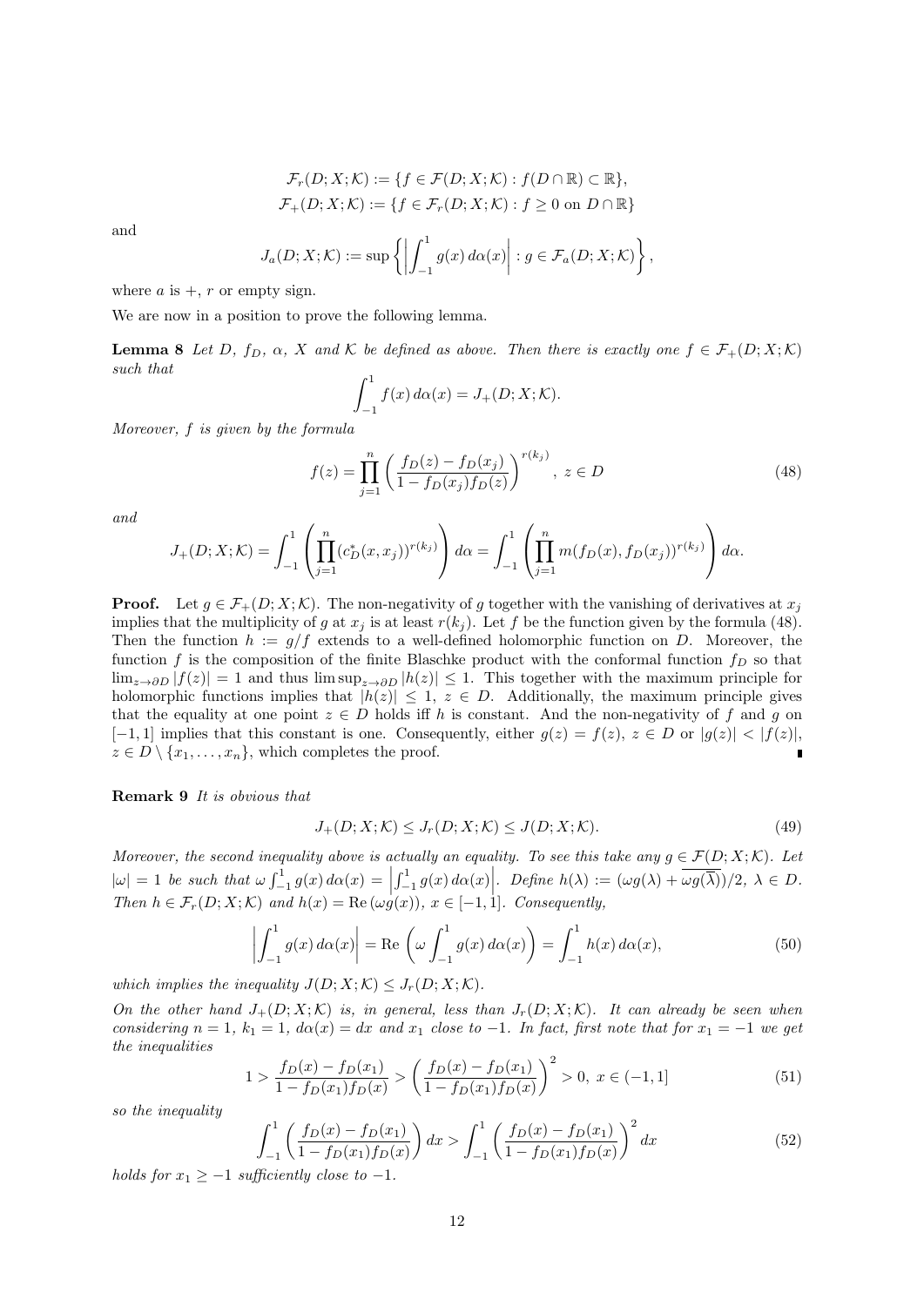$$\mathcal{F}_r(D;X;\mathcal{K}) := \{f \in \mathcal{F}(D;X;\mathcal{K}) : f(D \cap \mathbb{R}) \subset \mathbb{R}\},$$
$$\mathcal{F}_+(D;X;\mathcal{K}) := \{f \in \mathcal{F}_r(D;X;\mathcal{K}) : f \geq 0 \text{ on } D \cap \mathbb{R}\}$$

and

$$J_a(D;X;\mathcal{K}) := \sup\left\{\left|\int_{-1}^1 g(x)\,d\alpha(x)\right| : g \in \mathcal{F}_a(D;X;\mathcal{K})\right\},$$

where $a$ is $+$, $r$ or empty sign.

We are now in a position to prove the following lemma.

**Lemma 8** *Let $D$, $f_D$, $\alpha$, $X$ and $\mathcal{K}$ be defined as above. Then there is exactly one $f \in \mathcal{F}_+(D;X;\mathcal{K})$ such that*

$$\int_{-1}^1 f(x)\,d\alpha(x) = J_+(D;X;\mathcal{K}).$$

*Moreover, $f$ is given by the formula*

$$f(z) = \prod_{j=1}^n \left(\frac{f_D(z) - f_D(x_j)}{1 - f_D(x_j) f_D(z)}\right)^{r(k_j)},\ z \in D \tag{48}$$

*and*

$$J_+(D;X;\mathcal{K}) = \int_{-1}^1 \left(\prod_{j=1}^n (c_D^*(x,x_j))^{r(k_j)}\right) d\alpha = \int_{-1}^1 \left(\prod_{j=1}^n m(f_D(x), f_D(x_j))^{r(k_j)}\right) d\alpha.$$

**Proof.** Let $g \in \mathcal{F}_+(D;X;\mathcal{K})$. The non-negativity of $g$ together with the vanishing of derivatives at $x_j$ implies that the multiplicity of $g$ at $x_j$ is at least $r(k_j)$. Let $f$ be the function given by the formula (48). Then the function $h := g/f$ extends to a well-defined holomorphic function on $D$. Moreover, the function $f$ is the composition of the finite Blaschke product with the conformal function $f_D$ so that $\lim_{z\to\partial D}|f(z)| = 1$ and thus $\limsup_{z\to\partial D}|h(z)| \leq 1$. This together with the maximum principle for holomorphic functions implies that $|h(z)| \leq 1$, $z \in D$. Additionally, the maximum principle gives that the equality at one point $z \in D$ holds iff $h$ is constant. And the non-negativity of $f$ and $g$ on $[-1,1]$ implies that this constant is one. Consequently, either $g(z) = f(z)$, $z \in D$ or $|g(z)| < |f(z)|$, $z \in D \setminus \{x_1,\ldots,x_n\}$, which completes the proof. ∎

**Remark 9** *It is obvious that*

$$J_+(D;X;\mathcal{K}) \leq J_r(D;X;\mathcal{K}) \leq J(D;X;\mathcal{K}). \tag{49}$$

*Moreover, the second inequality above is actually an equality. To see this take any $g \in \mathcal{F}(D;X;\mathcal{K})$. Let $|\omega| = 1$ be such that $\omega\int_{-1}^1 g(x)\,d\alpha(x) = \left|\int_{-1}^1 g(x)\,d\alpha(x)\right|$. Define $h(\lambda) := (\omega g(\lambda) + \overline{\omega g(\bar{\lambda})})/2$, $\lambda \in D$. Then $h \in \mathcal{F}_r(D;X;\mathcal{K})$ and $h(x) = \operatorname{Re}(\omega g(x))$, $x \in [-1,1]$. Consequently,*

$$\left|\int_{-1}^1 g(x)\,d\alpha(x)\right| = \operatorname{Re}\left(\omega\int_{-1}^1 g(x)\,d\alpha(x)\right) = \int_{-1}^1 h(x)\,d\alpha(x), \tag{50}$$

*which implies the inequality $J(D;X;\mathcal{K}) \leq J_r(D;X;\mathcal{K})$.*

*On the other hand $J_+(D;X;\mathcal{K})$ is, in general, less than $J_r(D;X;\mathcal{K})$. It can already be seen when considering $n = 1$, $k_1 = 1$, $d\alpha(x) = dx$ and $x_1$ close to $-1$. In fact, first note that for $x_1 = -1$ we get the inequalities*

$$1 > \frac{f_D(x) - f_D(x_1)}{1 - f_D(x_1)f_D(x)} > \left(\frac{f_D(x) - f_D(x_1)}{1 - f_D(x_1)f_D(x)}\right)^2 > 0,\ x \in (-1,1] \tag{51}$$

*so the inequality*

$$\int_{-1}^1 \left(\frac{f_D(x) - f_D(x_1)}{1 - f_D(x_1)f_D(x)}\right) dx > \int_{-1}^1 \left(\frac{f_D(x) - f_D(x_1)}{1 - f_D(x_1)f_D(x)}\right)^2 dx \tag{52}$$

*holds for $x_1 \geq -1$ sufficiently close to $-1$.*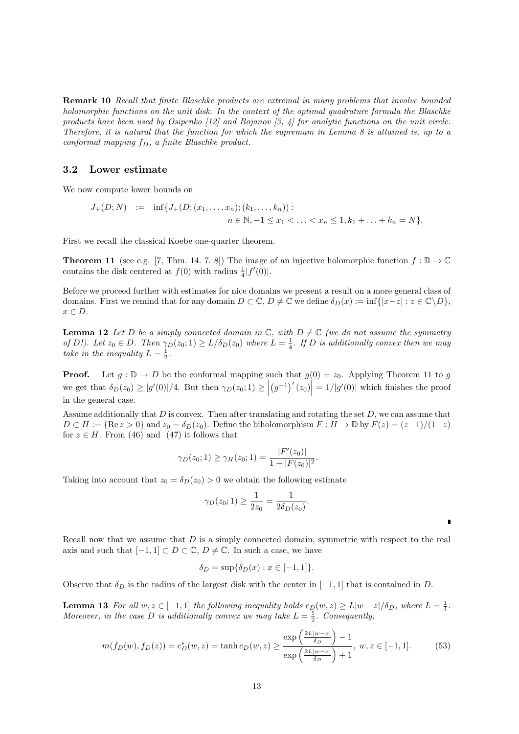**Remark 10** *Recall that finite Blaschke products are extremal in many problems that involve bounded holomorphic functions on the unit disk. In the context of the optimal quadrature formula the Blaschke products have been used by Osipenko [12] and Bojanov [3, 4] for analytic functions on the unit circle. Therefore, it is natural that the function for which the supremum in Lemma 8 is attained is, up to a conformal mapping $f_D$, a finite Blaschke product.*

### 3.2 Lower estimate

We now compute lower bounds on

$$J_+(D;N) \;\; := \;\; \inf\{J_+(D;(x_1,\ldots,x_n);(k_1,\ldots,k_n)) : \\ n \in \mathbb{N}, -1 \le x_1 < \ldots < x_n \le 1, k_1 + \ldots + k_n = N\}.$$

First we recall the classical Koebe one-quarter theorem.

**Theorem 11** (see e.g. [7, Thm. 14. 7. 8]) The image of an injective holomorphic function $f : \mathbb{D} \to \mathbb{C}$ contains the disk centered at $f(0)$ with radius $\frac{1}{4}|f'(0)|$.

Before we proceed further with estimates for nice domains we present a result on a more general class of domains. First we remind that for any domain $D \subset \mathbb{C}$, $D \neq \mathbb{C}$ we define $\delta_D(x) := \inf\{|x-z| : z \in \mathbb{C}\setminus D\}$, $x \in D$.

**Lemma 12** *Let $D$ be a simply connected domain in $\mathbb{C}$, with $D \neq \mathbb{C}$ (we do not assume the symmetry of $D$!). Let $z_0 \in D$. Then $\gamma_D(z_0;1) \ge L/\delta_D(z_0)$ where $L = \frac{1}{4}$. If $D$ is additionally convex then we may take in the inequality $L = \frac{1}{2}$.*

**Proof.** Let $g : \mathbb{D} \to D$ be the conformal mapping such that $g(0) = z_0$. Applying Theorem 11 to $g$ we get that $\delta_D(z_0) \ge |g'(0)|/4$. But then $\gamma_D(z_0;1) \ge \left|\left(g^{-1}\right)'(z_0)\right| = 1/|g'(0)|$ which finishes the proof in the general case.

Assume additionally that $D$ is convex. Then after translating and rotating the set $D$, we can assume that $D \subset H := \{\operatorname{Re} z > 0\}$ and $z_0 = \delta_D(z_0)$. Define the biholomorphism $F : H \to \mathbb{D}$ by $F(z) = (z-1)/(1+z)$ for $z \in H$. From (46) and (47) it follows that

$$\gamma_D(z_0;1) \ge \gamma_H(z_0;1) = \frac{|F'(z_0)|}{1-|F(z_0)|^2}.$$

Taking into account that $z_0 = \delta_D(z_0) > 0$ we obtain the following estimate

$$\gamma_D(z_0;1) \ge \frac{1}{2z_0} = \frac{1}{2\delta_D(z_0)}.$$

∎

Recall now that we assume that $D$ is a simply connected domain, symmetric with respect to the real axis and such that $[-1,1] \subset D \subset \mathbb{C}$, $D \neq \mathbb{C}$. In such a case, we have

$$\delta_D = \sup\{\delta_D(x) : x \in [-1,1]\}.$$

Observe that $\delta_D$ is the radius of the largest disk with the center in $[-1,1]$ that is contained in $D$.

**Lemma 13** *For all $w, z \in [-1,1]$ the following inequality holds $c_D(w,z) \ge L|w-z|/\delta_D$, where $L = \frac{1}{4}$. Moreover, in the case $D$ is additionally convex we may take $L = \frac{1}{2}$. Consequently,*

$$m(f_D(w), f_D(z)) = c_D^*(w,z) = \tanh c_D(w,z) \ge \frac{\exp\left(\frac{2L|w-z|}{\delta_D}\right)-1}{\exp\left(\frac{2L|w-z|}{\delta_D}\right)+1}, \; w,z \in [-1,1]. \tag{53}$$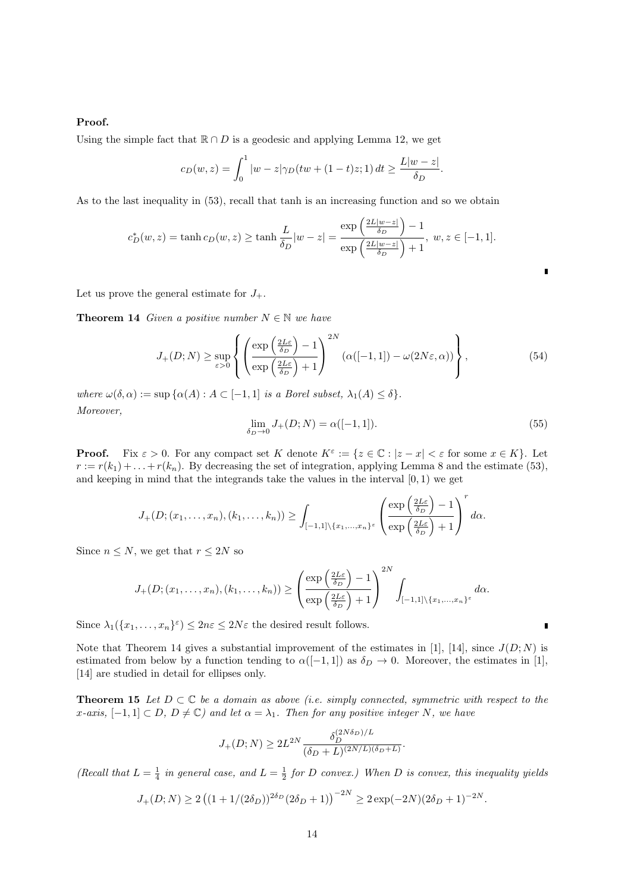**Proof.**

Using the simple fact that $\mathbb{R} \cap D$ is a geodesic and applying Lemma 12, we get

$$c_D(w,z) = \int_0^1 |w-z|\gamma_D(tw+(1-t)z;1)\,dt \geq \frac{L|w-z|}{\delta_D}.$$

As to the last inequality in (53), recall that tanh is an increasing function and so we obtain

$$c_D^*(w,z) = \tanh c_D(w,z) \geq \tanh \frac{L}{\delta_D}|w-z| = \frac{\exp\left(\frac{2L|w-z|}{\delta_D}\right)-1}{\exp\left(\frac{2L|w-z|}{\delta_D}\right)+1},\ w,z \in [-1,1].$$

∎

Let us prove the general estimate for $J_+$.

**Theorem 14** *Given a positive number $N \in \mathbb{N}$ we have*

$$J_+(D;N) \geq \sup_{\varepsilon>0}\left\{\left(\frac{\exp\left(\frac{2L\varepsilon}{\delta_D}\right)-1}{\exp\left(\frac{2L\varepsilon}{\delta_D}\right)+1}\right)^{2N}(\alpha([-1,1])-\omega(2N\varepsilon,\alpha))\right\}, \tag{54}$$

*where $\omega(\delta,\alpha) := \sup\{\alpha(A) : A \subset [-1,1]$ is a Borel subset, $\lambda_1(A) \leq \delta\}$.*

*Moreover,*

$$\lim_{\delta_D \to 0} J_+(D;N) = \alpha([-1,1]). \tag{55}$$

**Proof.** Fix $\varepsilon > 0$. For any compact set $K$ denote $K^\varepsilon := \{z \in \mathbb{C} : |z-x| < \varepsilon$ for some $x \in K\}$. Let $r := r(k_1)+\ldots+r(k_n)$. By decreasing the set of integration, applying Lemma 8 and the estimate (53), and keeping in mind that the integrands take the values in the interval $[0,1)$ we get

$$J_+(D;(x_1,\ldots,x_n),(k_1,\ldots,k_n)) \geq \int_{[-1,1]\setminus\{x_1,\ldots,x_n\}^\varepsilon}\left(\frac{\exp\left(\frac{2L\varepsilon}{\delta_D}\right)-1}{\exp\left(\frac{2L\varepsilon}{\delta_D}\right)+1}\right)^r d\alpha.$$

Since $n \leq N$, we get that $r \leq 2N$ so

$$J_+(D;(x_1,\ldots,x_n),(k_1,\ldots,k_n)) \geq \left(\frac{\exp\left(\frac{2L\varepsilon}{\delta_D}\right)-1}{\exp\left(\frac{2L\varepsilon}{\delta_D}\right)+1}\right)^{2N}\int_{[-1,1]\setminus\{x_1,\ldots,x_n\}^\varepsilon} d\alpha.$$

Since $\lambda_1(\{x_1,\ldots,x_n\}^\varepsilon) \leq 2n\varepsilon \leq 2N\varepsilon$ the desired result follows. ∎

Note that Theorem 14 gives a substantial improvement of the estimates in [1], [14], since $J(D;N)$ is estimated from below by a function tending to $\alpha([-1,1])$ as $\delta_D \to 0$. Moreover, the estimates in [1], [14] are studied in detail for ellipses only.

**Theorem 15** *Let $D \subset \mathbb{C}$ be a domain as above (i.e. simply connected, symmetric with respect to the x-axis, $[-1,1] \subset D$, $D \neq \mathbb{C}$) and let $\alpha = \lambda_1$. Then for any positive integer $N$, we have*

$$J_+(D;N) \geq 2L^{2N}\frac{\delta_D^{(2N\delta_D)/L}}{(\delta_D+L)^{(2N/L)(\delta_D+L)}}.$$

*(Recall that $L = \frac{1}{4}$ in general case, and $L = \frac{1}{2}$ for $D$ convex.) When $D$ is convex, this inequality yields*

$$J_+(D;N) \geq 2\left((1+1/(2\delta_D))^{2\delta_D}(2\delta_D+1)\right)^{-2N} \geq 2\exp(-2N)(2\delta_D+1)^{-2N}.$$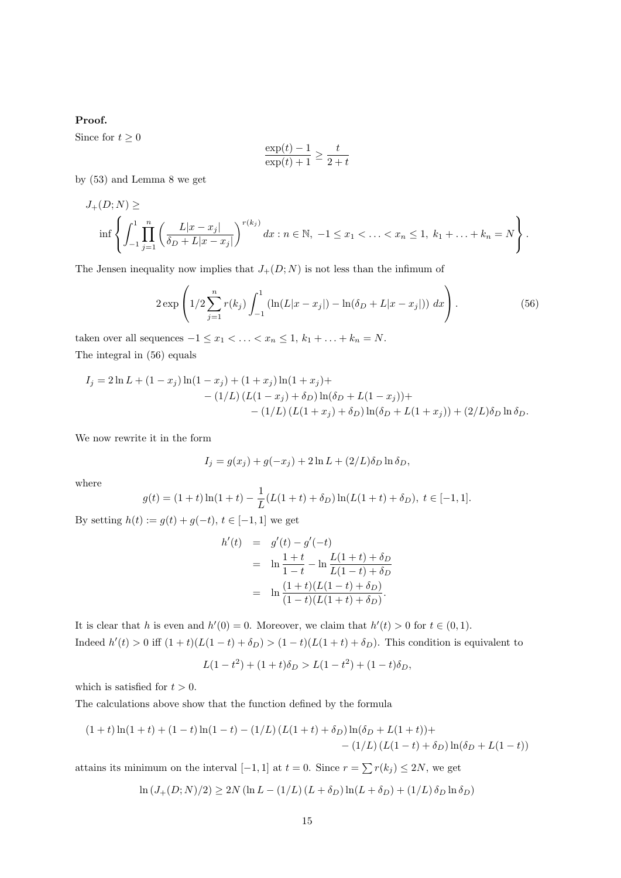**Proof.**

Since for $t \geq 0$

$$\frac{\exp(t) - 1}{\exp(t) + 1} \geq \frac{t}{2 + t}$$

by (53) and Lemma 8 we get

$$J_+(D; N) \geq$$
$$\inf \left\{ \int_{-1}^{1} \prod_{j=1}^{n} \left( \frac{L|x - x_j|}{\delta_D + L|x - x_j|} \right)^{r(k_j)} dx : n \in \mathbb{N},\ -1 \leq x_1 < \ldots < x_n \leq 1,\ k_1 + \ldots + k_n = N \right\}.$$

The Jensen inequality now implies that $J_+(D; N)$ is not less than the infimum of

$$2 \exp \left( 1/2 \sum_{j=1}^{n} r(k_j) \int_{-1}^{1} \left( \ln(L|x - x_j|) - \ln(\delta_D + L|x - x_j|) \right) dx \right). \tag{56}$$

taken over all sequences $-1 \leq x_1 < \ldots < x_n \leq 1$, $k_1 + \ldots + k_n = N$.

The integral in (56) equals

$$\begin{aligned}
I_j = 2 \ln L + (1 - x_j) \ln(1 - x_j) + (1 + x_j) \ln(1 + x_j) + \\
- (1/L) \left( L(1 - x_j) + \delta_D \right) \ln(\delta_D + L(1 - x_j)) + \\
- (1/L) \left( L(1 + x_j) + \delta_D \right) \ln(\delta_D + L(1 + x_j)) + (2/L) \delta_D \ln \delta_D.
\end{aligned}$$

We now rewrite it in the form

$$I_j = g(x_j) + g(-x_j) + 2 \ln L + (2/L) \delta_D \ln \delta_D,$$

where

$$g(t) = (1 + t) \ln(1 + t) - \frac{1}{L} (L(1 + t) + \delta_D) \ln(L(1 + t) + \delta_D),\ t \in [-1, 1].$$

By setting $h(t) := g(t) + g(-t)$, $t \in [-1, 1]$ we get

$$\begin{aligned}
h'(t) &= g'(t) - g'(-t) \\
&= \ln \frac{1 + t}{1 - t} - \ln \frac{L(1 + t) + \delta_D}{L(1 - t) + \delta_D} \\
&= \ln \frac{(1 + t)(L(1 - t) + \delta_D)}{(1 - t)(L(1 + t) + \delta_D)}.
\end{aligned}$$

It is clear that $h$ is even and $h'(0) = 0$. Moreover, we claim that $h'(t) > 0$ for $t \in (0, 1)$.
Indeed $h'(t) > 0$ iff $(1 + t)(L(1 - t) + \delta_D) > (1 - t)(L(1 + t) + \delta_D)$. This condition is equivalent to

$$L(1 - t^2) + (1 + t)\delta_D > L(1 - t^2) + (1 - t)\delta_D,$$

which is satisfied for $t > 0$.

The calculations above show that the function defined by the formula

$$\begin{aligned}
(1 + t) \ln(1 + t) + (1 - t) \ln(1 - t) - (1/L) \left( L(1 + t) + \delta_D \right) \ln(\delta_D + L(1 + t)) + \\
- (1/L) \left( L(1 - t) + \delta_D \right) \ln(\delta_D + L(1 - t))
\end{aligned}$$

attains its minimum on the interval $[-1, 1]$ at $t = 0$. Since $r = \sum r(k_j) \leq 2N$, we get

$$\ln \left( J_+(D; N)/2 \right) \geq 2N \left( \ln L - (1/L) \left( L + \delta_D \right) \ln(L + \delta_D) + (1/L) \, \delta_D \ln \delta_D \right)$$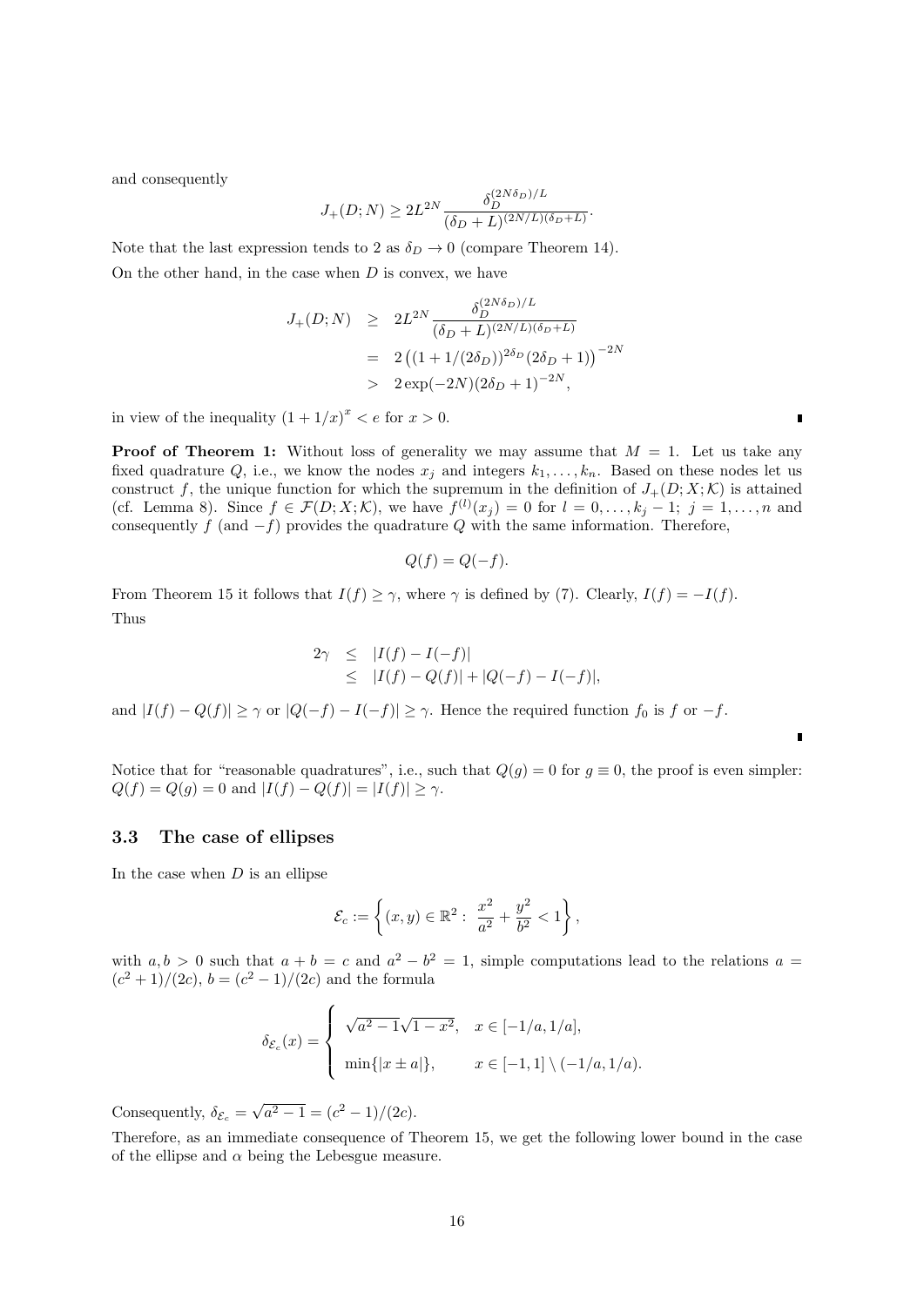and consequently

$$J_+(D;N) \geq 2L^{2N} \frac{\delta_D^{(2N\delta_D)/L}}{(\delta_D + L)^{(2N/L)(\delta_D+L)}}.$$

Note that the last expression tends to 2 as $\delta_D \to 0$ (compare Theorem 14).

On the other hand, in the case when $D$ is convex, we have

$$\begin{aligned}
J_+(D;N) &\geq 2L^{2N} \frac{\delta_D^{(2N\delta_D)/L}}{(\delta_D + L)^{(2N/L)(\delta_D+L)}} \\
&= 2\left((1 + 1/(2\delta_D))^{2\delta_D}(2\delta_D + 1)\right)^{-2N} \\
&> 2\exp(-2N)(2\delta_D + 1)^{-2N},
\end{aligned}$$

in view of the inequality $(1 + 1/x)^x < e$ for $x > 0$. ∎

**Proof of Theorem 1:** Without loss of generality we may assume that $M = 1$. Let us take any fixed quadrature $Q$, i.e., we know the nodes $x_j$ and integers $k_1, \ldots, k_n$. Based on these nodes let us construct $f$, the unique function for which the supremum in the definition of $J_+(D;X;\mathcal{K})$ is attained (cf. Lemma 8). Since $f \in \mathcal{F}(D;X;\mathcal{K})$, we have $f^{(l)}(x_j) = 0$ for $l = 0, \ldots, k_j - 1$; $j = 1, \ldots, n$ and consequently $f$ (and $-f$) provides the quadrature $Q$ with the same information. Therefore,

$$Q(f) = Q(-f).$$

From Theorem 15 it follows that $I(f) \geq \gamma$, where $\gamma$ is defined by (7). Clearly, $I(f) = -I(f)$.

Thus

$$\begin{aligned}
2\gamma &\leq |I(f) - I(-f)| \\
&\leq |I(f) - Q(f)| + |Q(-f) - I(-f)|,
\end{aligned}$$

and $|I(f) - Q(f)| \geq \gamma$ or $|Q(-f) - I(-f)| \geq \gamma$. Hence the required function $f_0$ is $f$ or $-f$.

∎

Notice that for "reasonable quadratures", i.e., such that $Q(g) = 0$ for $g \equiv 0$, the proof is even simpler: $Q(f) = Q(g) = 0$ and $|I(f) - Q(f)| = |I(f)| \geq \gamma$.

### 3.3 The case of ellipses

In the case when $D$ is an ellipse

$$\mathcal{E}_c := \left\{(x,y) \in \mathbb{R}^2 : \frac{x^2}{a^2} + \frac{y^2}{b^2} < 1\right\},$$

with $a, b > 0$ such that $a + b = c$ and $a^2 - b^2 = 1$, simple computations lead to the relations $a = (c^2+1)/(2c)$, $b = (c^2-1)/(2c)$ and the formula

$$\delta_{\mathcal{E}_c}(x) = \begin{cases} \sqrt{a^2-1}\sqrt{1-x^2}, & x \in [-1/a, 1/a], \\ \min\{|x \pm a|\}, & x \in [-1,1] \setminus (-1/a, 1/a). \end{cases}$$

Consequently, $\delta_{\mathcal{E}_c} = \sqrt{a^2-1} = (c^2-1)/(2c)$.

Therefore, as an immediate consequence of Theorem 15, we get the following lower bound in the case of the ellipse and $\alpha$ being the Lebesgue measure.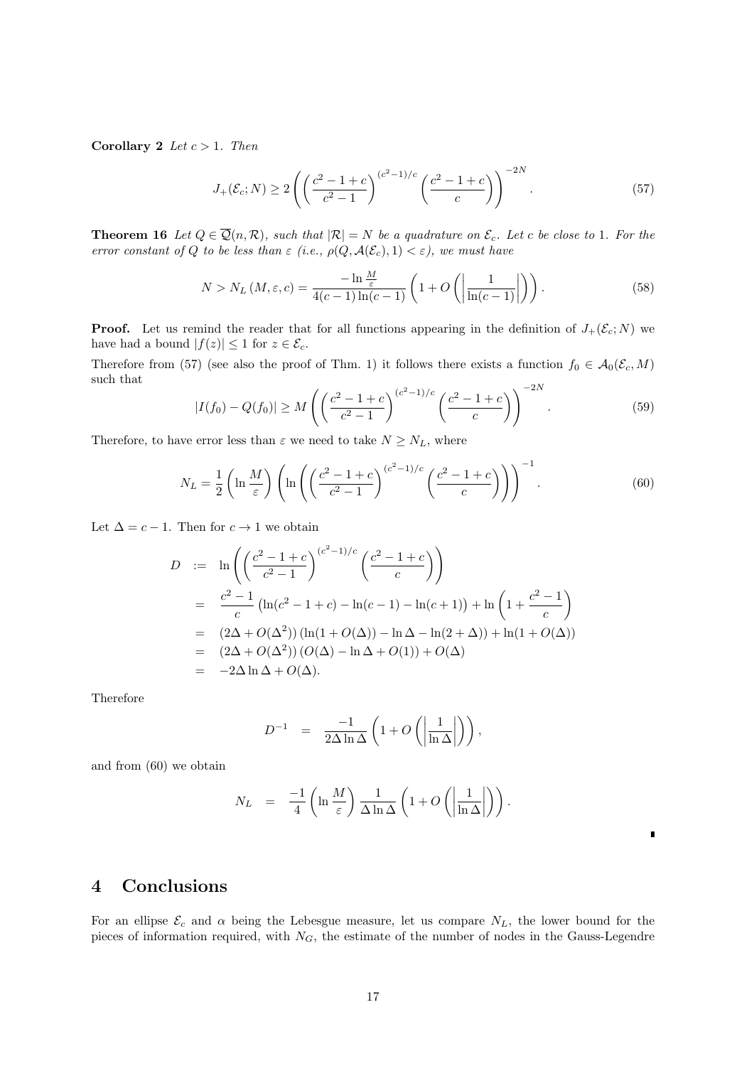**Corollary 2** *Let $c > 1$. Then*

$$J_+(\mathcal{E}_c; N) \geq 2 \left( \left( \frac{c^2 - 1 + c}{c^2 - 1} \right)^{(c^2-1)/c} \left( \frac{c^2 - 1 + c}{c} \right) \right)^{-2N}. \tag{57}$$

**Theorem 16** *Let $Q \in \overline{\mathcal{Q}}(n, \mathcal{R})$, such that $|\mathcal{R}| = N$ be a quadrature on $\mathcal{E}_c$. Let $c$ be close to 1. For the error constant of $Q$ to be less than $\varepsilon$ (i.e., $\rho(Q, \mathcal{A}(\mathcal{E}_c), 1) < \varepsilon$), we must have*

$$N > N_L(M, \varepsilon, c) = \frac{-\ln \frac{M}{\varepsilon}}{4(c-1)\ln(c-1)} \left( 1 + O\left( \left| \frac{1}{\ln(c-1)} \right| \right) \right). \tag{58}$$

**Proof.** Let us remind the reader that for all functions appearing in the definition of $J_+(\mathcal{E}_c; N)$ we have had a bound $|f(z)| \leq 1$ for $z \in \mathcal{E}_c$.

Therefore from (57) (see also the proof of Thm. 1) it follows there exists a function $f_0 \in \mathcal{A}_0(\mathcal{E}_c, M)$ such that

$$|I(f_0) - Q(f_0)| \geq M \left( \left( \frac{c^2 - 1 + c}{c^2 - 1} \right)^{(c^2-1)/c} \left( \frac{c^2 - 1 + c}{c} \right) \right)^{-2N}. \tag{59}$$

Therefore, to have error less than $\varepsilon$ we need to take $N \geq N_L$, where

$$N_L = \frac{1}{2} \left( \ln \frac{M}{\varepsilon} \right) \left( \ln \left( \left( \frac{c^2 - 1 + c}{c^2 - 1} \right)^{(c^2-1)/c} \left( \frac{c^2 - 1 + c}{c} \right) \right) \right)^{-1}. \tag{60}$$

Let $\Delta = c - 1$. Then for $c \to 1$ we obtain

$$\begin{aligned}
D &:= \ln \left( \left( \frac{c^2 - 1 + c}{c^2 - 1} \right)^{(c^2-1)/c} \left( \frac{c^2 - 1 + c}{c} \right) \right) \\
&= \frac{c^2 - 1}{c} \left( \ln(c^2 - 1 + c) - \ln(c - 1) - \ln(c + 1) \right) + \ln \left( 1 + \frac{c^2 - 1}{c} \right) \\
&= (2\Delta + O(\Delta^2)) \left( \ln(1 + O(\Delta)) - \ln \Delta - \ln(2 + \Delta) \right) + \ln(1 + O(\Delta)) \\
&= (2\Delta + O(\Delta^2)) \left( O(\Delta) - \ln \Delta + O(1) \right) + O(\Delta) \\
&= -2\Delta \ln \Delta + O(\Delta).
\end{aligned}$$

Therefore

$$D^{-1} = \frac{-1}{2\Delta \ln \Delta} \left( 1 + O\left( \left| \frac{1}{\ln \Delta} \right| \right) \right),$$

and from (60) we obtain

$$N_L = \frac{-1}{4} \left( \ln \frac{M}{\varepsilon} \right) \frac{1}{\Delta \ln \Delta} \left( 1 + O\left( \left| \frac{1}{\ln \Delta} \right| \right) \right).$$

∎

# 4 Conclusions

For an ellipse $\mathcal{E}_c$ and $\alpha$ being the Lebesgue measure, let us compare $N_L$, the lower bound for the pieces of information required, with $N_G$, the estimate of the number of nodes in the Gauss-Legendre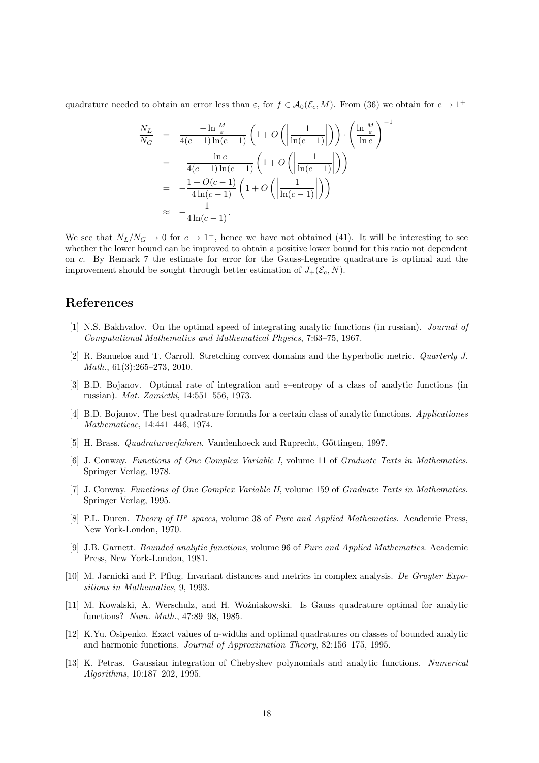quadrature needed to obtain an error less than $\varepsilon$, for $f \in \mathcal{A}_0(\mathcal{E}_c, M)$. From (36) we obtain for $c \to 1^+$

$$
\begin{aligned}
\frac{N_L}{N_G} &= \frac{-\ln \frac{M}{\varepsilon}}{4(c-1)\ln(c-1)} \left(1 + O\left(\left|\frac{1}{\ln(c-1)}\right|\right)\right) \cdot \left(\frac{\ln \frac{M}{\varepsilon}}{\ln c}\right)^{-1} \\
&= -\frac{\ln c}{4(c-1)\ln(c-1)} \left(1 + O\left(\left|\frac{1}{\ln(c-1)}\right|\right)\right) \\
&= -\frac{1 + O(c-1)}{4\ln(c-1)} \left(1 + O\left(\left|\frac{1}{\ln(c-1)}\right|\right)\right) \\
&\approx -\frac{1}{4\ln(c-1)}.
\end{aligned}
$$

We see that $N_L/N_G \to 0$ for $c \to 1^+$, hence we have not obtained (41). It will be interesting to see whether the lower bound can be improved to obtain a positive lower bound for this ratio not dependent on $c$. By Remark 7 the estimate for error for the Gauss-Legendre quadrature is optimal and the improvement should be sought through better estimation of $J_+(\mathcal{E}_c, N)$.

## References

[1] N.S. Bakhvalov. On the optimal speed of integrating analytic functions (in russian). *Journal of Computational Mathematics and Mathematical Physics*, 7:63–75, 1967.

[2] R. Banuelos and T. Carroll. Stretching convex domains and the hyperbolic metric. *Quarterly J. Math.*, 61(3):265–273, 2010.

[3] B.D. Bojanov. Optimal rate of integration and $\varepsilon$–entropy of a class of analytic functions (in russian). *Mat. Zamietki*, 14:551–556, 1973.

[4] B.D. Bojanov. The best quadrature formula for a certain class of analytic functions. *Applicationes Mathematicae*, 14:441–446, 1974.

[5] H. Brass. *Quadraturverfahren*. Vandenhoeck and Ruprecht, Göttingen, 1997.

[6] J. Conway. *Functions of One Complex Variable I*, volume 11 of *Graduate Texts in Mathematics*. Springer Verlag, 1978.

[7] J. Conway. *Functions of One Complex Variable II*, volume 159 of *Graduate Texts in Mathematics*. Springer Verlag, 1995.

[8] P.L. Duren. *Theory of $H^p$ spaces*, volume 38 of *Pure and Applied Mathematics*. Academic Press, New York-London, 1970.

[9] J.B. Garnett. *Bounded analytic functions*, volume 96 of *Pure and Applied Mathematics*. Academic Press, New York-London, 1981.

[10] M. Jarnicki and P. Pflug. Invariant distances and metrics in complex analysis. *De Gruyter Expositions in Mathematics*, 9, 1993.

[11] M. Kowalski, A. Werschulz, and H. Woźniakowski. Is Gauss quadrature optimal for analytic functions? *Num. Math.*, 47:89–98, 1985.

[12] K.Yu. Osipenko. Exact values of n-widths and optimal quadratures on classes of bounded analytic and harmonic functions. *Journal of Approximation Theory*, 82:156–175, 1995.

[13] K. Petras. Gaussian integration of Chebyshev polynomials and analytic functions. *Numerical Algorithms*, 10:187–202, 1995.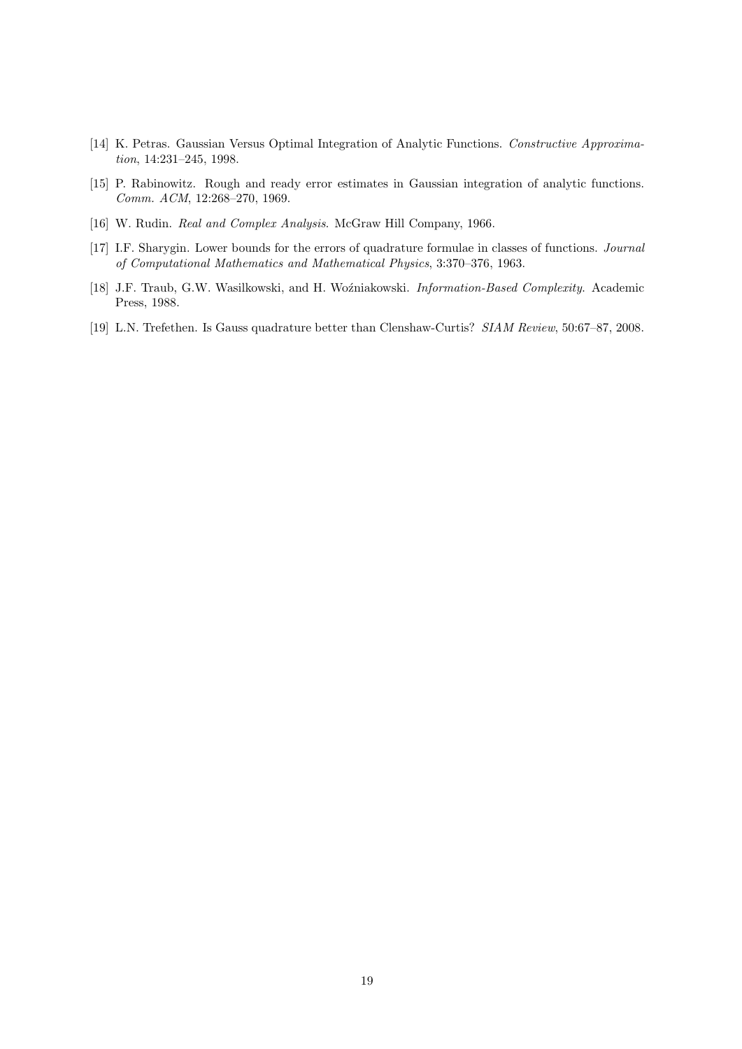[14] K. Petras. Gaussian Versus Optimal Integration of Analytic Functions. *Constructive Approximation*, 14:231–245, 1998.

[15] P. Rabinowitz. Rough and ready error estimates in Gaussian integration of analytic functions. *Comm. ACM*, 12:268–270, 1969.

[16] W. Rudin. *Real and Complex Analysis*. McGraw Hill Company, 1966.

[17] I.F. Sharygin. Lower bounds for the errors of quadrature formulae in classes of functions. *Journal of Computational Mathematics and Mathematical Physics*, 3:370–376, 1963.

[18] J.F. Traub, G.W. Wasilkowski, and H. Woźniakowski. *Information-Based Complexity*. Academic Press, 1988.

[19] L.N. Trefethen. Is Gauss quadrature better than Clenshaw-Curtis? *SIAM Review*, 50:67–87, 2008.